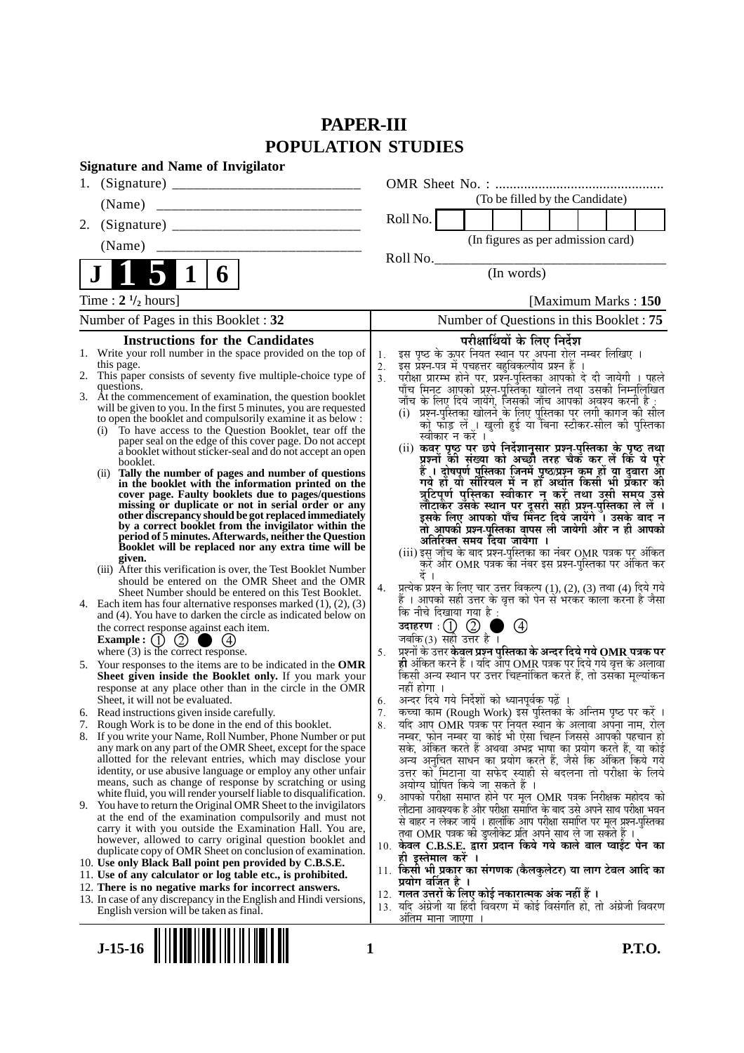# PAPER-III
# POPULATION STUDIES

**Signature and Name of Invigilator**

1. (Signature) __________________________

   (Name) __________________________

2. (Signature) __________________________

   (Name) __________________________

OMR Sheet No. : ...............................................

(To be filled by the Candidate)

Roll No. | | | | | | | | |

(In figures as per admission card)

Roll No.________________________________

(In words)

**J 1 5 1 6**

Time : **2 ½ hours**] [Maximum Marks : **150**

Number of Pages in this Booklet : **32** | Number of Questions in this Booklet : **75**

## Instructions for the Candidates

1. Write your roll number in the space provided on the top of this page.
2. This paper consists of seventy five multiple-choice type of questions.
3. At the commencement of examination, the question booklet will be given to you. In the first 5 minutes, you are requested to open the booklet and compulsorily examine it as below :
   (i) To have access to the Question Booklet, tear off the paper seal on the edge of this cover page. Do not accept a booklet without sticker-seal and do not accept an open booklet.
   (ii) **Tally the number of pages and number of questions in the booklet with the information printed on the cover page. Faulty booklets due to pages/questions missing or duplicate or not in serial order or any other discrepancy should be got replaced immediately by a correct booklet from the invigilator within the period of 5 minutes. Afterwards, neither the Question Booklet will be replaced nor any extra time will be given.**
   (iii) After this verification is over, the Test Booklet Number should be entered on the OMR Sheet and the OMR Sheet Number should be entered on this Test Booklet.
4. Each item has four alternative responses marked (1), (2), (3) and (4). You have to darken the circle as indicated below on the correct response against each item.
   **Example :** (1) (2) ● (4)
   where (3) is the correct response.
5. Your responses to the items are to be indicated in the **OMR Sheet given inside the Booklet only.** If you mark your response at any place other than in the circle in the OMR Sheet, it will not be evaluated.
6. Read instructions given inside carefully.
7. Rough Work is to be done in the end of this booklet.
8. If you write your Name, Roll Number, Phone Number or put any mark on any part of the OMR Sheet, except for the space allotted for the relevant entries, which may disclose your identity, or use abusive language or employ any other unfair means, such as change of response by scratching or using white fluid, you will render yourself liable to disqualification.
9. You have to return the Original OMR Sheet to the invigilators at the end of the examination compulsorily and must not carry it with you outside the Examination Hall. You are, however, allowed to carry original question booklet and duplicate copy of OMR Sheet on conclusion of examination.
10. **Use only Black Ball point pen provided by C.B.S.E.**
11. **Use of any calculator or log table etc., is prohibited.**
12. **There is no negative marks for incorrect answers.**
13. In case of any discrepancy in the English and Hindi versions, English version will be taken as final.

## परीक्षार्थियों के लिए निर्देश

1. इस पृष्ठ के ऊपर नियत स्थान पर अपना रोल नम्बर लिखिए ।
2. इस प्रश्न-पत्र में पचहत्तर बहुविकल्पीय प्रश्न हैं ।
3. परीक्षा प्रारम्भ होने पर, प्रश्न-पुस्तिका आपको दे दी जायेगी । पहले पाँच मिनट आपको प्रश्न-पुस्तिका खोलने तथा उसकी निम्नलिखित जाँच के लिए दिये जायेंगे, जिसकी जाँच आपको अवश्य करनी है :
   (i) प्रश्न-पुस्तिका खोलने के लिए पुस्तिका पर लगी कागज की सील को फाड़ लें । खुली हुई या बिना स्टीकर-सील की पुस्तिका स्वीकार न करें ।
   (ii) **कवर पृष्ठ पर छपे निर्देशानुसार प्रश्न-पुस्तिका के पृष्ठ तथा प्रश्नों की संख्या को अच्छी तरह चैक कर लें कि ये पूरे हैं । दोषपूर्ण पुस्तिका जिनमें पृष्ठ/प्रश्न कम हों या दुबारा आ गये हों या सीरियल में न हों अर्थात किसी भी प्रकार की त्रुटिपूर्ण पुस्तिका स्वीकार न करें तथा उसी समय उसे लौटाकर उसके स्थान पर दूसरी सही प्रश्न-पुस्तिका ले लें । इसके लिए आपको पाँच मिनट दिये जायेंगे । उसके बाद न तो आपकी प्रश्न-पुस्तिका वापस ली जायेगी और न ही आपको अतिरिक्त समय दिया जायेगा ।**
   (iii) इस जाँच के बाद प्रश्न-पुस्तिका का नंबर OMR पत्रक पर अंकित करें और OMR पत्रक का नंबर इस प्रश्न-पुस्तिका पर अंकित कर दें ।
4. प्रत्येक प्रश्न के लिए चार उत्तर विकल्प (1), (2), (3) तथा (4) दिये गये हैं । आपको सही उत्तर के वृत्त को पेन से भरकर काला करना है जैसा कि नीचे दिखाया गया है :
   **उदाहरण :** (1) (2) ● (4)
   जबकि (3) सही उत्तर है ।
5. **प्रश्नों के उत्तर केवल प्रश्न पुस्तिका के अन्दर दिये गये OMR पत्रक पर ही** अंकित करने हैं । यदि आप OMR पत्रक पर दिये गये वृत्त के अलावा किसी अन्य स्थान पर उत्तर चिह्नांकित करते हैं, तो उसका मूल्यांकन नहीं होगा ।
6. अन्दर दिये गये निर्देशों को ध्यानपूर्वक पढ़ें ।
7. कच्चा काम (Rough Work) इस पुस्तिका के अन्तिम पृष्ठ पर करें ।
8. यदि आप OMR पत्रक पर नियत स्थान के अलावा अपना नाम, रोल नम्बर, फोन नम्बर या कोई भी ऐसा चिह्न जिससे आपकी पहचान हो सके, अंकित करते हैं अथवा अभद्र भाषा का प्रयोग करते हैं, या कोई अन्य अनुचित साधन का प्रयोग करते हैं, जैसे कि अंकित किये गये उत्तर को मिटाना या सफेद स्याही से बदलना तो परीक्षा के लिये अयोग्य घोषित किये जा सकते हैं ।
9. आपको परीक्षा समाप्त होने पर मूल OMR पत्रक निरीक्षक महोदय को लौटाना आवश्यक है और परीक्षा समाप्ति के बाद उसे अपने साथ परीक्षा भवन से बाहर न लेकर जायें । हालांकि आप परीक्षा समाप्ति पर मूल प्रश्न-पुस्तिका तथा OMR पत्रक की डुप्लीकेट प्रति अपने साथ ले जा सकते हैं ।
10. **केवल C.B.S.E. द्वारा प्रदान किये गये काले बाल प्वाईंट पेन का ही इस्तेमाल करें ।**
11. **किसी भी प्रकार का संगणक (कैलकुलेटर) या लाग टेबल आदि का प्रयोग वर्जित है ।**
12. **गलत उत्तरों के लिए कोई नकारात्मक अंक नहीं हैं ।**
13. यदि अंग्रेजी या हिंदी विवरण में कोई विसंगति हो, तो अंग्रेजी विवरण अंतिम माना जाएगा ।

**J-15-16** **P.T.O.**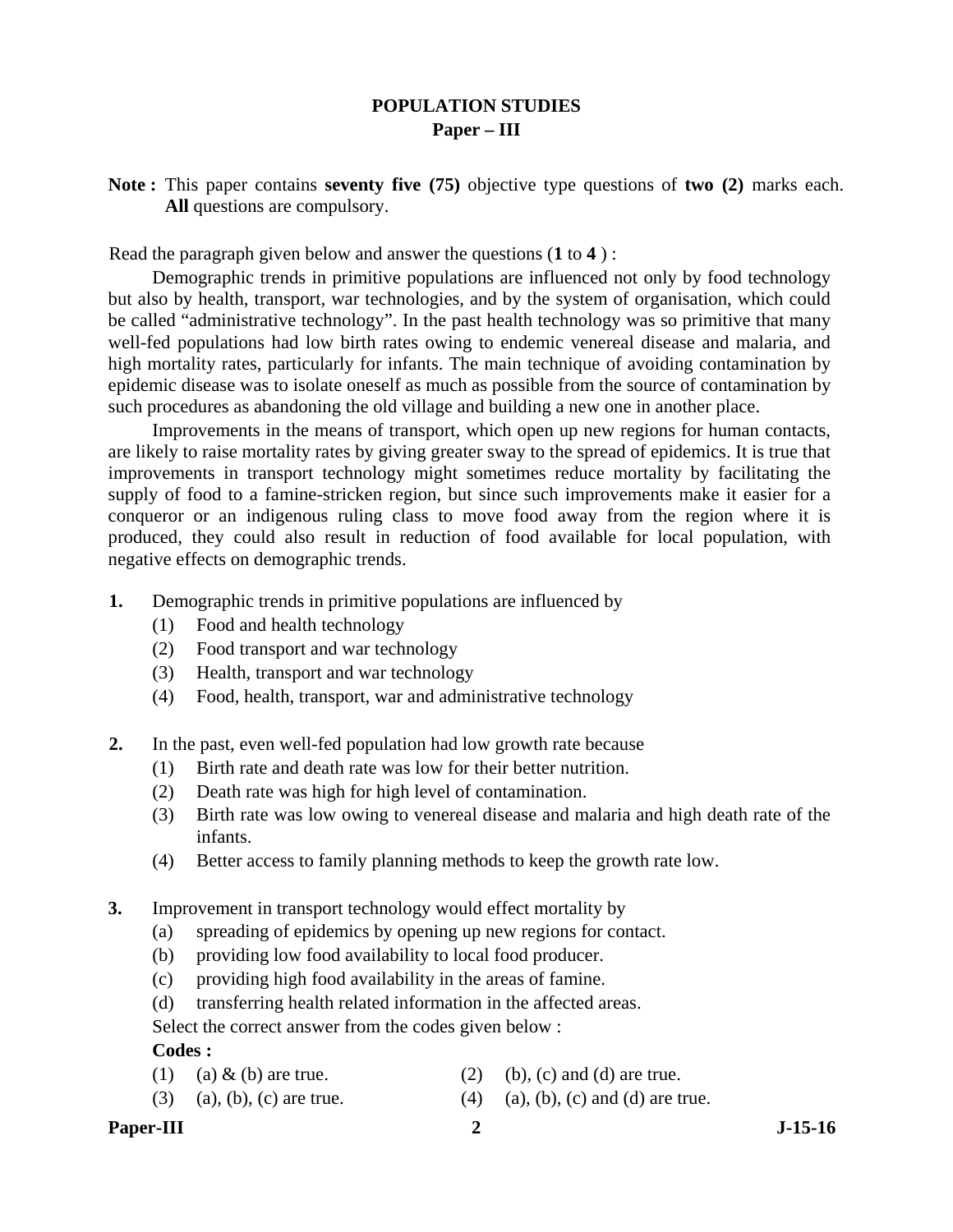# POPULATION STUDIES

## Paper – III

**Note :** This paper contains **seventy five (75)** objective type questions of **two (2)** marks each. **All** questions are compulsory.

Read the paragraph given below and answer the questions (**1** to **4** ) :

Demographic trends in primitive populations are influenced not only by food technology but also by health, transport, war technologies, and by the system of organisation, which could be called "administrative technology". In the past health technology was so primitive that many well-fed populations had low birth rates owing to endemic venereal disease and malaria, and high mortality rates, particularly for infants. The main technique of avoiding contamination by epidemic disease was to isolate oneself as much as possible from the source of contamination by such procedures as abandoning the old village and building a new one in another place.

Improvements in the means of transport, which open up new regions for human contacts, are likely to raise mortality rates by giving greater sway to the spread of epidemics. It is true that improvements in transport technology might sometimes reduce mortality by facilitating the supply of food to a famine-stricken region, but since such improvements make it easier for a conqueror or an indigenous ruling class to move food away from the region where it is produced, they could also result in reduction of food available for local population, with negative effects on demographic trends.

**1.** Demographic trends in primitive populations are influenced by

(1) Food and health technology

(2) Food transport and war technology

(3) Health, transport and war technology

(4) Food, health, transport, war and administrative technology

**2.** In the past, even well-fed population had low growth rate because

(1) Birth rate and death rate was low for their better nutrition.

(2) Death rate was high for high level of contamination.

(3) Birth rate was low owing to venereal disease and malaria and high death rate of the infants.

(4) Better access to family planning methods to keep the growth rate low.

**3.** Improvement in transport technology would effect mortality by

(a) spreading of epidemics by opening up new regions for contact.

(b) providing low food availability to local food producer.

(c) providing high food availability in the areas of famine.

(d) transferring health related information in the affected areas.

Select the correct answer from the codes given below :

**Codes :**

(1) (a) & (b) are true.

(2) (b), (c) and (d) are true.

(3) (a), (b), (c) are true.

(4) (a), (b), (c) and (d) are true.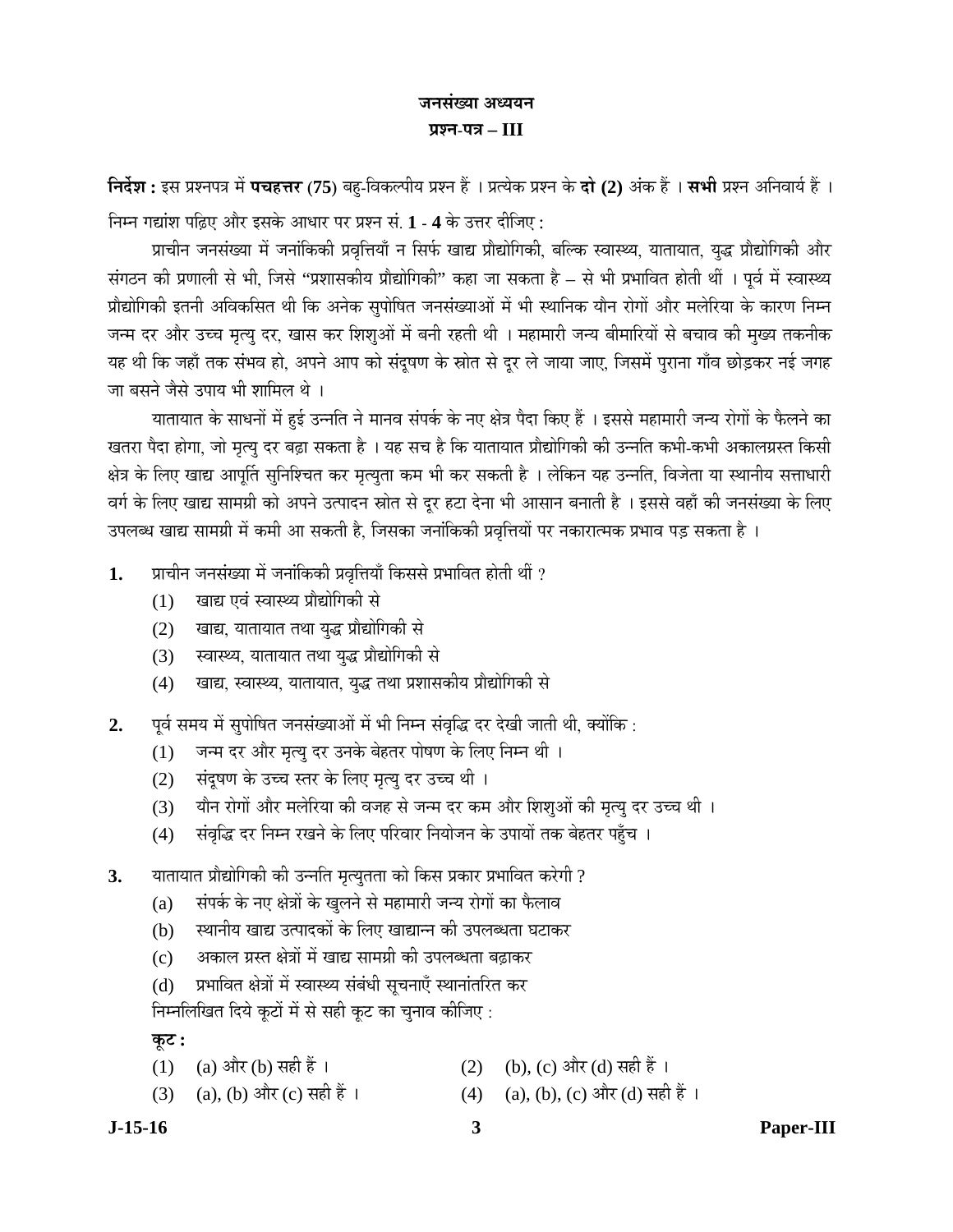# जनसंख्या अध्ययन

## प्रश्न-पत्र – III

**निर्देश :** इस प्रश्नपत्र में **पचहत्तर (75)** बहु-विकल्पीय प्रश्न हैं । प्रत्येक प्रश्न के **दो (2)** अंक हैं । **सभी** प्रश्न अनिवार्य हैं ।

निम्न गद्यांश पढ़िए और इसके आधार पर प्रश्न सं. **1** - **4** के उत्तर दीजिए :

प्राचीन जनसंख्या में जनांकिकी प्रवृत्तियाँ न सिर्फ खाद्य प्रौद्योगिकी, बल्कि स्वास्थ्य, यातायात, युद्ध प्रौद्योगिकी और संगठन की प्रणाली से भी, जिसे "प्रशासकीय प्रौद्योगिकी" कहा जा सकता है – से भी प्रभावित होती थीं । पूर्व में स्वास्थ्य प्रौद्योगिकी इतनी अविकसित थी कि अनेक सुपोषित जनसंख्याओं में भी स्थानिक यौन रोगों और मलेरिया के कारण निम्न जन्म दर और उच्च मृत्यु दर, खास कर शिशुओं में बनी रहती थी । महामारी जन्य बीमारियों से बचाव की मुख्य तकनीक यह थी कि जहाँ तक संभव हो, अपने आप को संदूषण के स्रोत से दूर ले जाया जाए, जिसमें पुराना गाँव छोड़कर नई जगह जा बसने जैसे उपाय भी शामिल थे ।

यातायात के साधनों में हुई उन्नति ने मानव संपर्क के नए क्षेत्र पैदा किए हैं । इससे महामारी जन्य रोगों के फैलने का खतरा पैदा होगा, जो मृत्यु दर बढ़ा सकता है । यह सच है कि यातायात प्रौद्योगिकी की उन्नति कभी-कभी अकालग्रस्त किसी क्षेत्र के लिए खाद्य आपूर्ति सुनिश्चित कर मृत्युता कम भी कर सकती है । लेकिन यह उन्नति, विजेता या स्थानीय सत्ताधारी वर्ग के लिए खाद्य सामग्री को अपने उत्पादन स्रोत से दूर हटा देना भी आसान बनाती है । इससे वहाँ की जनसंख्या के लिए उपलब्ध खाद्य सामग्री में कमी आ सकती है, जिसका जनांकिकी प्रवृत्तियों पर नकारात्मक प्रभाव पड़ सकता है ।

**1.** प्राचीन जनसंख्या में जनांकिकी प्रवृत्तियाँ किससे प्रभावित होती थीं ?

(1) खाद्य एवं स्वास्थ्य प्रौद्योगिकी से

(2) खाद्य, यातायात तथा युद्ध प्रौद्योगिकी से

(3) स्वास्थ्य, यातायात तथा युद्ध प्रौद्योगिकी से

(4) खाद्य, स्वास्थ्य, यातायात, युद्ध तथा प्रशासकीय प्रौद्योगिकी से

**2.** पूर्व समय में सुपोषित जनसंख्याओं में भी निम्न संवृद्धि दर देखी जाती थी, क्योंकि :

(1) जन्म दर और मृत्यु दर उनके बेहतर पोषण के लिए निम्न थी ।

(2) संदूषण के उच्च स्तर के लिए मृत्यु दर उच्च थी ।

(3) यौन रोगों और मलेरिया की वजह से जन्म दर कम और शिशुओं की मृत्यु दर उच्च थी ।

(4) संवृद्धि दर निम्न रखने के लिए परिवार नियोजन के उपायों तक बेहतर पहुँच ।

**3.** यातायात प्रौद्योगिकी की उन्नति मृत्युतता को किस प्रकार प्रभावित करेगी ?

(a) संपर्क के नए क्षेत्रों के खुलने से महामारी जन्य रोगों का फैलाव

(b) स्थानीय खाद्य उत्पादकों के लिए खाद्यान्न की उपलब्धता घटाकर

(c) अकाल ग्रस्त क्षेत्रों में खाद्य सामग्री की उपलब्धता बढ़ाकर

(d) प्रभावित क्षेत्रों में स्वास्थ्य संबंधी सूचनाएँ स्थानांतरित कर

निम्नलिखित दिये कूटों में से सही कूट का चुनाव कीजिए :

**कूट :**

(1) (a) और (b) सही हैं ।

(2) (b), (c) और (d) सही हैं ।

(3) (a), (b) और (c) सही हैं ।

(4) (a), (b), (c) और (d) सही हैं ।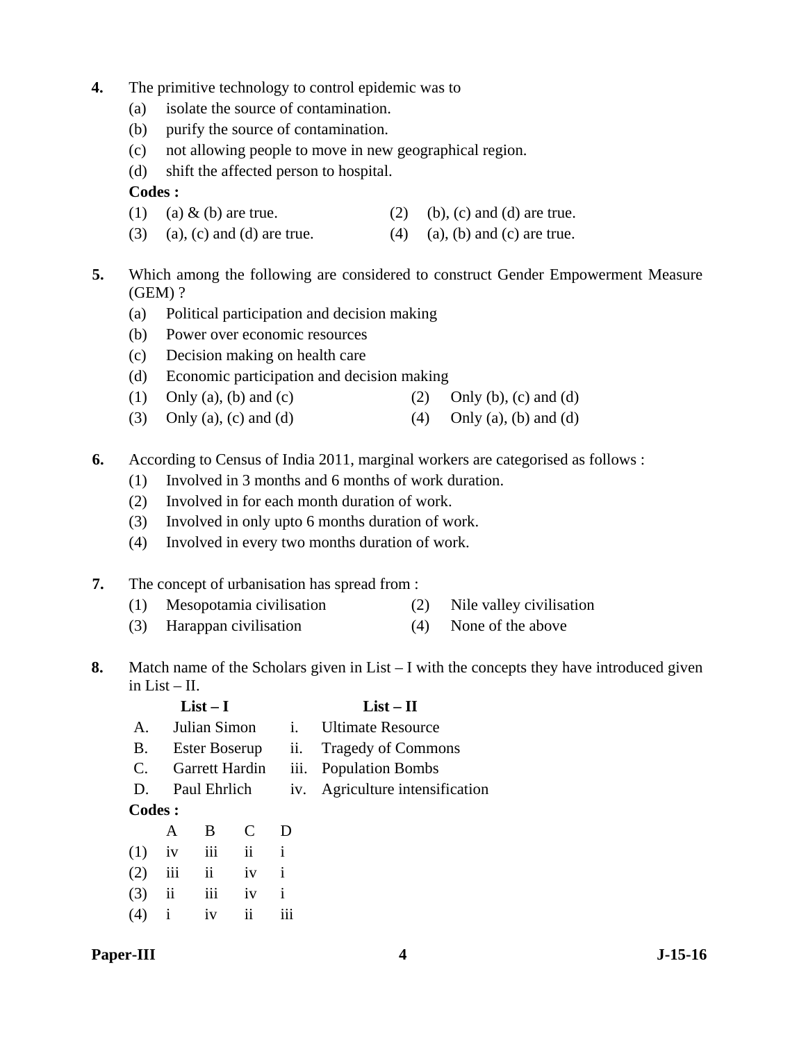**4.** The primitive technology to control epidemic was to

(a) isolate the source of contamination.

(b) purify the source of contamination.

(c) not allowing people to move in new geographical region.

(d) shift the affected person to hospital.

**Codes :**

(1) (a) & (b) are true. (2) (b), (c) and (d) are true.

(3) (a), (c) and (d) are true. (4) (a), (b) and (c) are true.

**5.** Which among the following are considered to construct Gender Empowerment Measure (GEM) ?

(a) Political participation and decision making

(b) Power over economic resources

(c) Decision making on health care

(d) Economic participation and decision making

(1) Only (a), (b) and (c) (2) Only (b), (c) and (d)

(3) Only (a), (c) and (d) (4) Only (a), (b) and (d)

**6.** According to Census of India 2011, marginal workers are categorised as follows :

(1) Involved in 3 months and 6 months of work duration.

(2) Involved in for each month duration of work.

(3) Involved in only upto 6 months duration of work.

(4) Involved in every two months duration of work.

**7.** The concept of urbanisation has spread from :

(1) Mesopotamia civilisation (2) Nile valley civilisation

(3) Harappan civilisation (4) None of the above

**8.** Match name of the Scholars given in List – I with the concepts they have introduced given in List – II.

| | **List – I** | | **List – II** |
|---|---|---|---|
| A. | Julian Simon | i. | Ultimate Resource |
| B. | Ester Boserup | ii. | Tragedy of Commons |
| C. | Garrett Hardin | iii. | Population Bombs |
| D. | Paul Ehrlich | iv. | Agriculture intensification |

**Codes :**

| | A | B | C | D |
|---|---|---|---|---|
| (1) | iv | iii | ii | i |
| (2) | iii | ii | iv | i |
| (3) | ii | iii | iv | i |
| (4) | i | iv | ii | iii |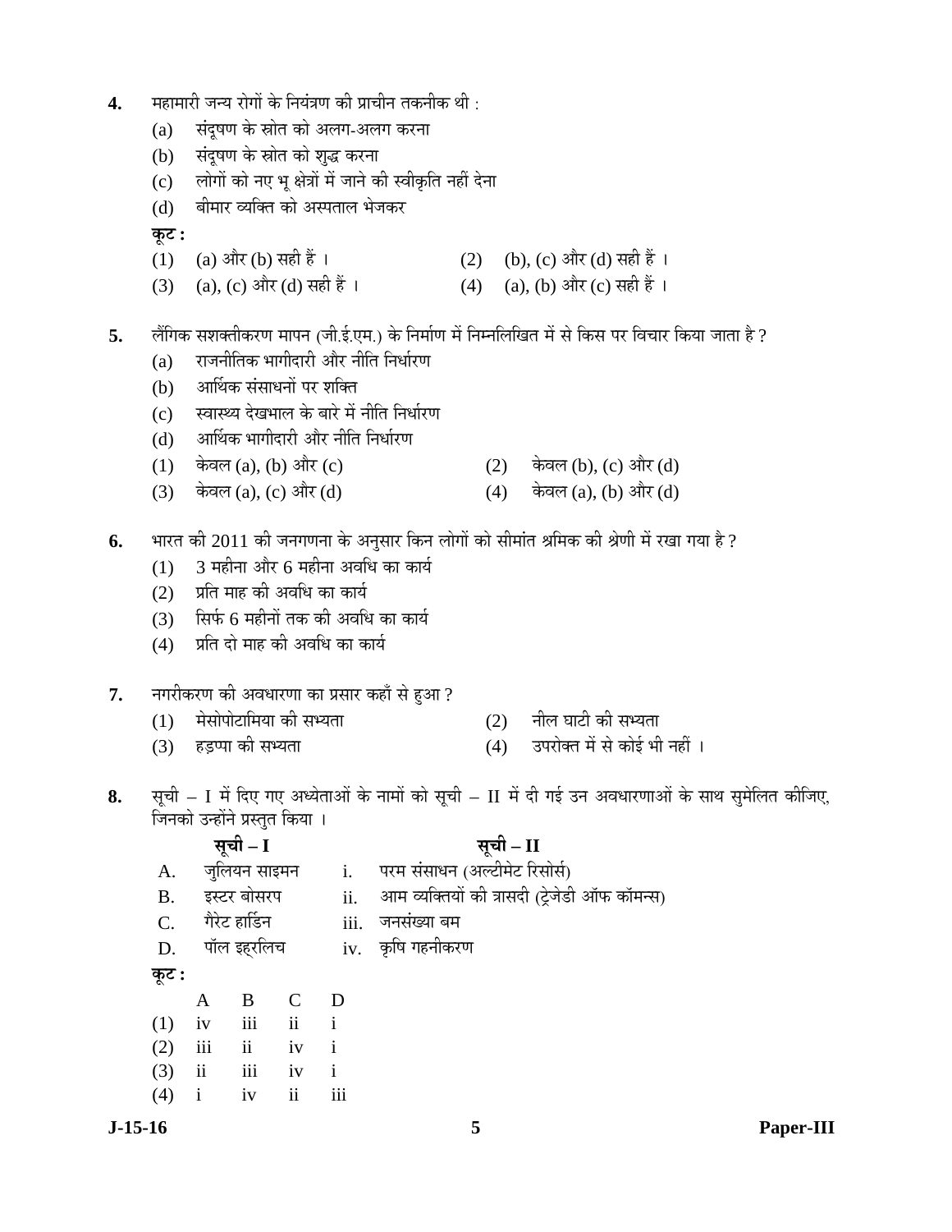4. महामारी जन्य रोगों के नियंत्रण की प्राचीन तकनीक थी :
   (a) संदूषण के स्रोत को अलग-अलग करना
   (b) संदूषण के स्रोत को शुद्ध करना
   (c) लोगों को नए भू क्षेत्रों में जाने की स्वीकृति नहीं देना
   (d) बीमार व्यक्ति को अस्पताल भेजकर

   **कूट :**
   (1) (a) और (b) सही हैं ।
   (2) (b), (c) और (d) सही हैं ।
   (3) (a), (c) और (d) सही हैं ।
   (4) (a), (b) और (c) सही हैं ।

5. लैंगिक सशक्तीकरण मापन (जी.ई.एम.) के निर्माण में निम्नलिखित में से किस पर विचार किया जाता है ?
   (a) राजनीतिक भागीदारी और नीति निर्धारण
   (b) आर्थिक संसाधनों पर शक्ति
   (c) स्वास्थ्य देखभाल के बारे में नीति निर्धारण
   (d) आर्थिक भागीदारी और नीति निर्धारण
   (1) केवल (a), (b) और (c)
   (2) केवल (b), (c) और (d)
   (3) केवल (a), (c) और (d)
   (4) केवल (a), (b) और (d)

6. भारत की 2011 की जनगणना के अनुसार किन लोगों को सीमांत श्रमिक की श्रेणी में रखा गया है ?
   (1) 3 महीना और 6 महीना अवधि का कार्य
   (2) प्रति माह की अवधि का कार्य
   (3) सिर्फ 6 महीनों तक की अवधि का कार्य
   (4) प्रति दो माह की अवधि का कार्य

7. नगरीकरण की अवधारणा का प्रसार कहाँ से हुआ ?
   (1) मेसोपोटामिया की सभ्यता
   (2) नील घाटी की सभ्यता
   (3) हड़प्पा की सभ्यता
   (4) उपरोक्त में से कोई भी नहीं ।

8. सूची – I में दिए गए अध्येताओं के नामों को सूची – II में दी गई उन अवधारणाओं के साथ सुमेलित कीजिए, जिनको उन्होंने प्रस्तुत किया ।

| | सूची – I | | सूची – II |
|---|---|---|---|
| A. | जुलियन साइमन | i. | परम संसाधन (अल्टीमेट रिसोर्स) |
| B. | इस्टर बोसरप | ii. | आम व्यक्तियों की त्रासदी (ट्रेजेडी ऑफ कॉमन्स) |
| C. | गैरेट हार्डिन | iii. | जनसंख्या बम |
| D. | पॉल इह्रलिच | iv. | कृषि गहनीकरण |

   **कूट :**

| | A | B | C | D |
|---|---|---|---|---|
| (1) | iv | iii | ii | i |
| (2) | iii | ii | iv | i |
| (3) | ii | iii | iv | i |
| (4) | i | iv | ii | iii |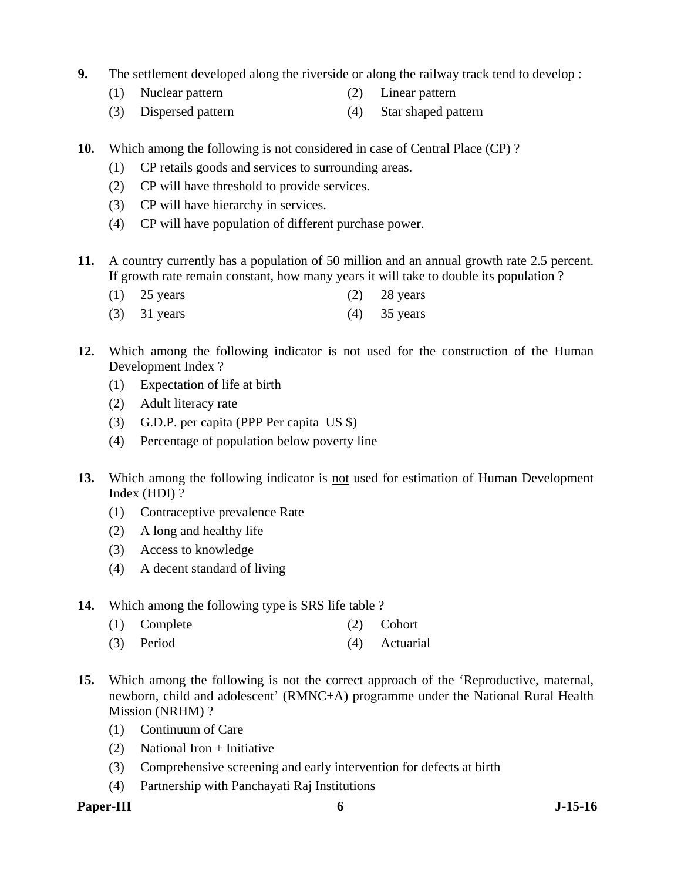**9.** The settlement developed along the riverside or along the railway track tend to develop :

(1) Nuclear pattern
(2) Linear pattern
(3) Dispersed pattern
(4) Star shaped pattern

**10.** Which among the following is not considered in case of Central Place (CP) ?

(1) CP retails goods and services to surrounding areas.
(2) CP will have threshold to provide services.
(3) CP will have hierarchy in services.
(4) CP will have population of different purchase power.

**11.** A country currently has a population of 50 million and an annual growth rate 2.5 percent. If growth rate remain constant, how many years it will take to double its population ?

(1) 25 years
(2) 28 years
(3) 31 years
(4) 35 years

**12.** Which among the following indicator is not used for the construction of the Human Development Index ?

(1) Expectation of life at birth
(2) Adult literacy rate
(3) G.D.P. per capita (PPP Per capita US $)
(4) Percentage of population below poverty line

**13.** Which among the following indicator is <u>not</u> used for estimation of Human Development Index (HDI) ?

(1) Contraceptive prevalence Rate
(2) A long and healthy life
(3) Access to knowledge
(4) A decent standard of living

**14.** Which among the following type is SRS life table ?

(1) Complete
(2) Cohort
(3) Period
(4) Actuarial

**15.** Which among the following is not the correct approach of the 'Reproductive, maternal, newborn, child and adolescent' (RMNC+A) programme under the National Rural Health Mission (NRHM) ?

(1) Continuum of Care
(2) National Iron + Initiative
(3) Comprehensive screening and early intervention for defects at birth
(4) Partnership with Panchayati Raj Institutions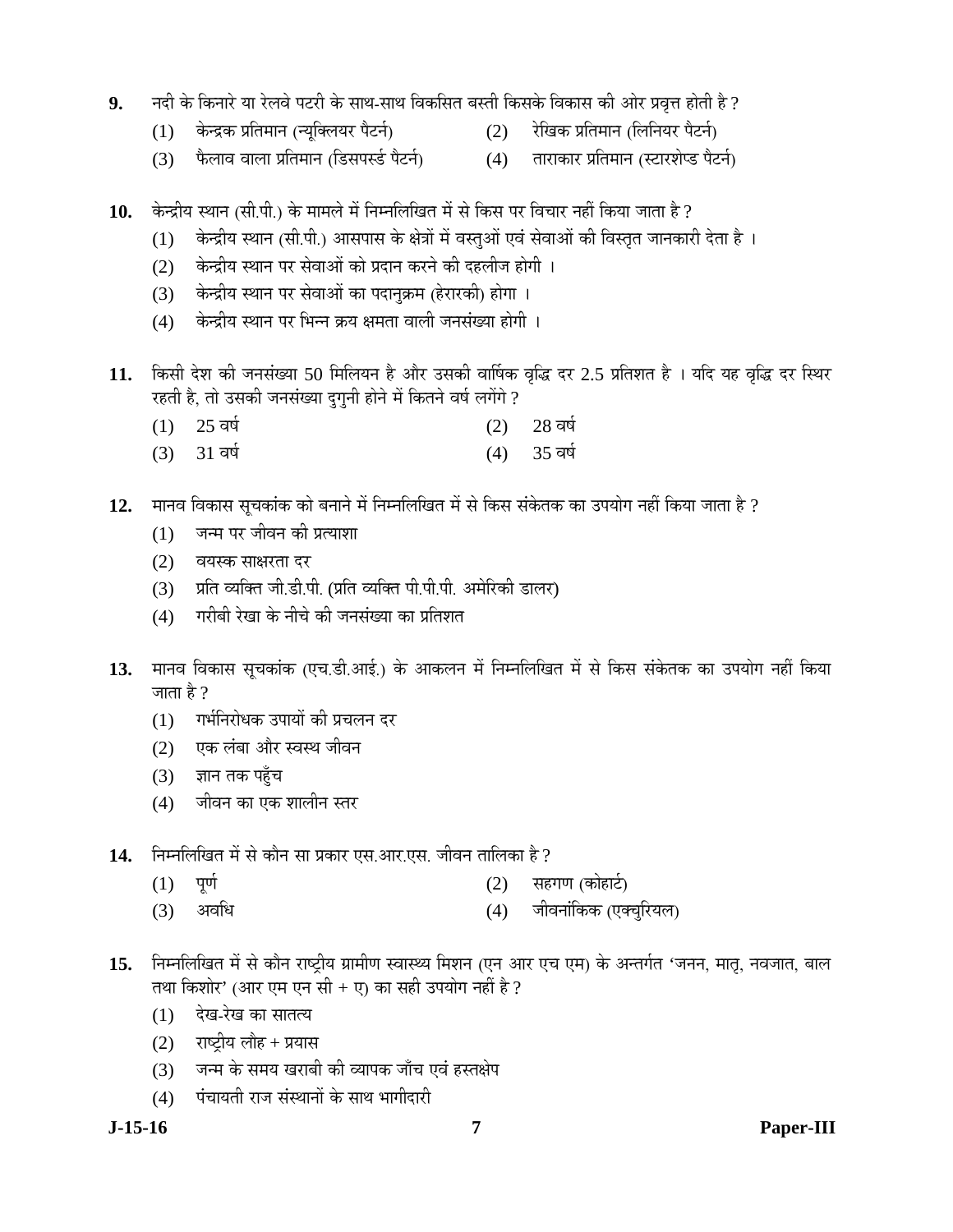**9.** नदी के किनारे या रेलवे पटरी के साथ-साथ विकसित बस्ती किसके विकास की ओर प्रवृत्त होती है ?

(1) केन्द्रक प्रतिमान (न्यूक्लियर पैटर्न)
(2) रेखिक प्रतिमान (लिनियर पैटर्न)
(3) फैलाव वाला प्रतिमान (डिसपर्स्ड पैटर्न)
(4) ताराकार प्रतिमान (स्टारशेप्ड पैटर्न)

**10.** केन्द्रीय स्थान (सी.पी.) के मामले में निम्नलिखित में से किस पर विचार नहीं किया जाता है ?

(1) केन्द्रीय स्थान (सी.पी.) आसपास के क्षेत्रों में वस्तुओं एवं सेवाओं की विस्तृत जानकारी देता है ।
(2) केन्द्रीय स्थान पर सेवाओं को प्रदान करने की दहलीज होगी ।
(3) केन्द्रीय स्थान पर सेवाओं का पदानुक्रम (हेरारकी) होगा ।
(4) केन्द्रीय स्थान पर भिन्न क्रय क्षमता वाली जनसंख्या होगी ।

**11.** किसी देश की जनसंख्या 50 मिलियन है और उसकी वार्षिक वृद्धि दर 2.5 प्रतिशत है । यदि यह वृद्धि दर स्थिर रहती है, तो उसकी जनसंख्या दुगुनी होने में कितने वर्ष लगेंगे ?

(1) 25 वर्ष
(2) 28 वर्ष
(3) 31 वर्ष
(4) 35 वर्ष

**12.** मानव विकास सूचकांक को बनाने में निम्नलिखित में से किस संकेतक का उपयोग नहीं किया जाता है ?

(1) जन्म पर जीवन की प्रत्याशा
(2) वयस्क साक्षरता दर
(3) प्रति व्यक्ति जी.डी.पी. (प्रति व्यक्ति पी.पी.पी. अमेरिकी डालर)
(4) गरीबी रेखा के नीचे की जनसंख्या का प्रतिशत

**13.** मानव विकास सूचकांक (एच.डी.आई.) के आकलन में निम्नलिखित में से किस संकेतक का उपयोग नहीं किया जाता है ?

(1) गर्भनिरोधक उपायों की प्रचलन दर
(2) एक लंबा और स्वस्थ जीवन
(3) ज्ञान तक पहुँच
(4) जीवन का एक शालीन स्तर

**14.** निम्नलिखित में से कौन सा प्रकार एस.आर.एस. जीवन तालिका है ?

(1) पूर्ण
(2) सहगण (कोहार्ट)
(3) अवधि
(4) जीवनांकिक (एक्चुरियल)

**15.** निम्नलिखित में से कौन राष्ट्रीय ग्रामीण स्वास्थ्य मिशन (एन आर एच एम) के अन्तर्गत 'जनन, मातृ, नवजात, बाल तथा किशोर' (आर एम एन सी + ए) का सही उपयोग नहीं है ?

(1) देख-रेख का सातत्य
(2) राष्ट्रीय लौह + प्रयास
(3) जन्म के समय खराबी की व्यापक जाँच एवं हस्तक्षेप
(4) पंचायती राज संस्थानों के साथ भागीदारी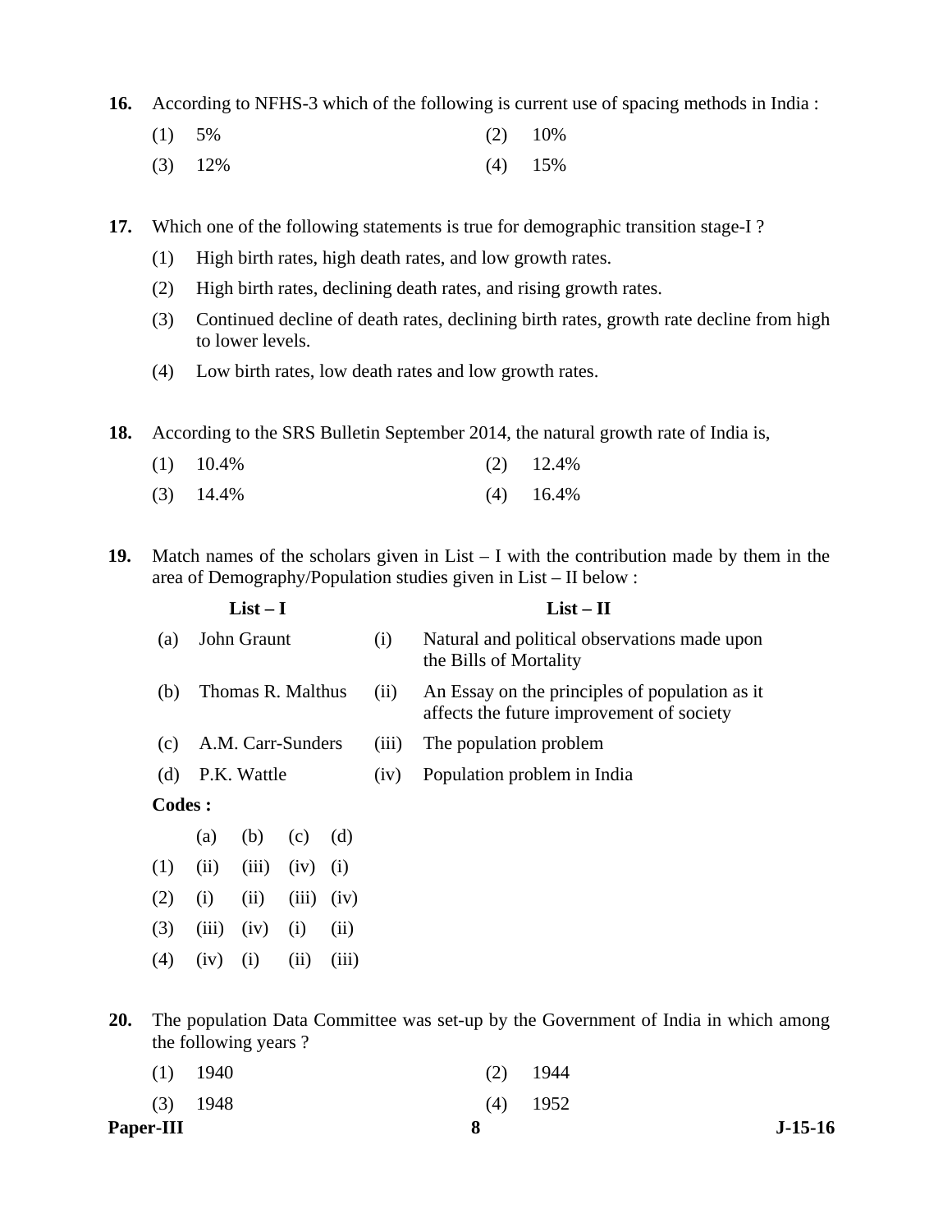**16.** According to NFHS-3 which of the following is current use of spacing methods in India :

| | |
|---|---|
| (1) 5% | (2) 10% |
| (3) 12% | (4) 15% |

**17.** Which one of the following statements is true for demographic transition stage-I ?

(1) High birth rates, high death rates, and low growth rates.

(2) High birth rates, declining death rates, and rising growth rates.

(3) Continued decline of death rates, declining birth rates, growth rate decline from high to lower levels.

(4) Low birth rates, low death rates and low growth rates.

**18.** According to the SRS Bulletin September 2014, the natural growth rate of India is,

| | |
|---|---|
| (1) 10.4% | (2) 12.4% |
| (3) 14.4% | (4) 16.4% |

**19.** Match names of the scholars given in List – I with the contribution made by them in the area of Demography/Population studies given in List – II below :

| | List – I | | List – II |
|---|---|---|---|
| (a) | John Graunt | (i) | Natural and political observations made upon the Bills of Mortality |
| (b) | Thomas R. Malthus | (ii) | An Essay on the principles of population as it affects the future improvement of society |
| (c) | A.M. Carr-Sunders | (iii) | The population problem |
| (d) | P.K. Wattle | (iv) | Population problem in India |

**Codes :**

| | (a) | (b) | (c) | (d) |
|---|---|---|---|---|
| (1) | (ii) | (iii) | (iv) | (i) |
| (2) | (i) | (ii) | (iii) | (iv) |
| (3) | (iii) | (iv) | (i) | (ii) |
| (4) | (iv) | (i) | (ii) | (iii) |

**20.** The population Data Committee was set-up by the Government of India in which among the following years ?

| | |
|---|---|
| (1) 1940 | (2) 1944 |
| (3) 1948 | (4) 1952 |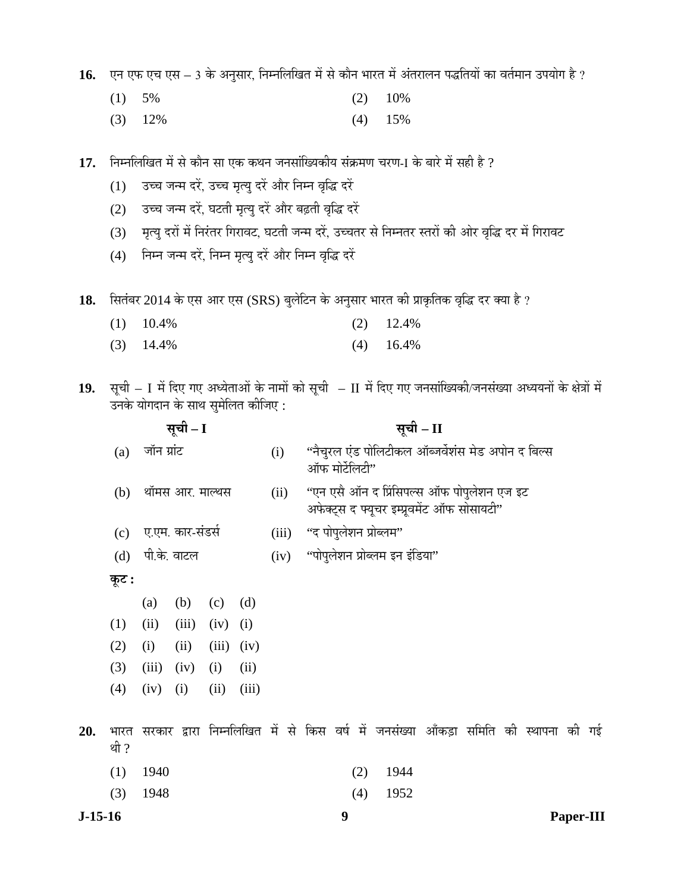**16.** एन एफ एच एस – 3 के अनुसार, निम्नलिखित में से कौन भारत में अंतरालन पद्धतियों का वर्तमान उपयोग है ?

(1) 5% (2) 10%

(3) 12% (4) 15%

**17.** निम्नलिखित में से कौन सा एक कथन जनसांख्यिकीय संक्रमण चरण-I के बारे में सही है ?

(1) उच्च जन्म दरें, उच्च मृत्यु दरें और निम्न वृद्धि दरें

(2) उच्च जन्म दरें, घटती मृत्यु दरें और बढ़ती वृद्धि दरें

(3) मृत्यु दरों में निरंतर गिरावट, घटती जन्म दरें, उच्चतर से निम्नतर स्तरों की ओर वृद्धि दर में गिरावट

(4) निम्न जन्म दरें, निम्न मृत्यु दरें और निम्न वृद्धि दरें

**18.** सितंबर 2014 के एस आर एस (SRS) बुलेटिन के अनुसार भारत की प्राकृतिक वृद्धि दर क्या है ?

(1) 10.4% (2) 12.4%

(3) 14.4% (4) 16.4%

**19.** सूची – I में दिए गए अध्येताओं के नामों को सूची – II में दिए गए जनसांख्यिकी/जनसंख्या अध्ययनों के क्षेत्रों में उनके योगदान के साथ सुमेलित कीजिए :

| | सूची – I | | सूची – II |
|---|---|---|---|
| (a) | जॉन ग्रांट | (i) | "नैचुरल एंड पोलिटीकल ऑब्जर्वेशंस मेड अपोन द बिल्स ऑफ मोर्टेलिटी" |
| (b) | थॉमस आर. माल्थस | (ii) | "एन एसै ऑन द प्रिंसिपल्स ऑफ पोपुलेशन एज इट अफेक्ट्स द फ्यूचर इम्प्रूवमेंट ऑफ सोसायटी" |
| (c) | ए.एम. कार-संडर्स | (iii) | "द पोपुलेशन प्रोब्लम" |
| (d) | पी.के. वाटल | (iv) | "पोपुलेशन प्रोब्लम इन इंडिया" |

**कूट :**

| | (a) | (b) | (c) | (d) |
|---|---|---|---|---|
| (1) | (ii) | (iii) | (iv) | (i) |
| (2) | (i) | (ii) | (iii) | (iv) |
| (3) | (iii) | (iv) | (i) | (ii) |
| (4) | (iv) | (i) | (ii) | (iii) |

**20.** भारत सरकार द्वारा निम्नलिखित में से किस वर्ष में जनसंख्या आँकड़ा समिति की स्थापना की गई थी ?

(1) 1940 (2) 1944

(3) 1948 (4) 1952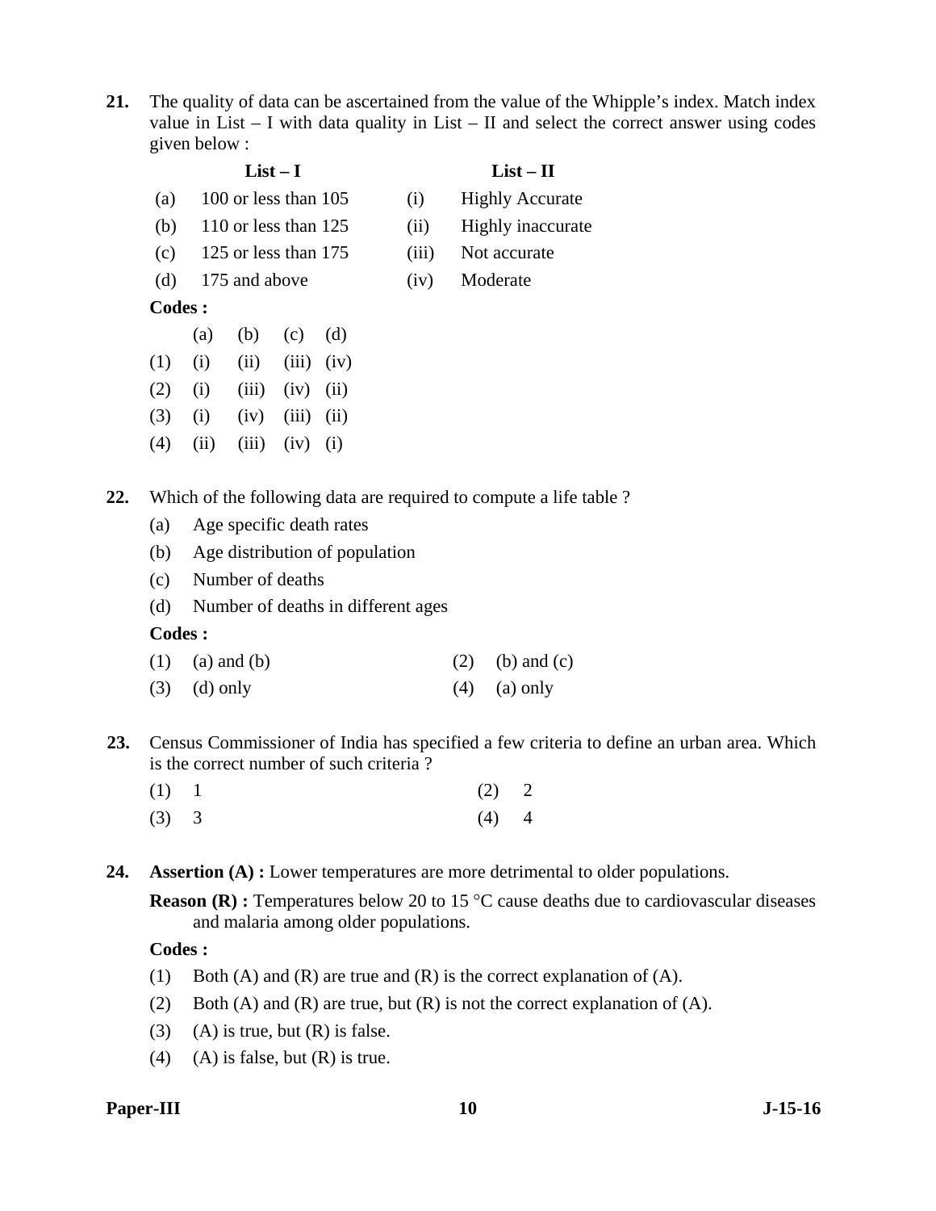**21.** The quality of data can be ascertained from the value of the Whipple's index. Match index value in List – I with data quality in List – II and select the correct answer using codes given below :

| | List – I | | List – II |
|---|---|---|---|
| (a) | 100 or less than 105 | (i) | Highly Accurate |
| (b) | 110 or less than 125 | (ii) | Highly inaccurate |
| (c) | 125 or less than 175 | (iii) | Not accurate |
| (d) | 175 and above | (iv) | Moderate |

**Codes :**

| | (a) | (b) | (c) | (d) |
|---|---|---|---|---|
| (1) | (i) | (ii) | (iii) | (iv) |
| (2) | (i) | (iii) | (iv) | (ii) |
| (3) | (i) | (iv) | (iii) | (ii) |
| (4) | (ii) | (iii) | (iv) | (i) |

**22.** Which of the following data are required to compute a life table ?

(a) Age specific death rates
(b) Age distribution of population
(c) Number of deaths
(d) Number of deaths in different ages

**Codes :**

(1) (a) and (b)
(2) (b) and (c)
(3) (d) only
(4) (a) only

**23.** Census Commissioner of India has specified a few criteria to define an urban area. Which is the correct number of such criteria ?

(1) 1
(2) 2
(3) 3
(4) 4

**24.** **Assertion (A) :** Lower temperatures are more detrimental to older populations.

**Reason (R) :** Temperatures below 20 to 15 °C cause deaths due to cardiovascular diseases and malaria among older populations.

**Codes :**

(1) Both (A) and (R) are true and (R) is the correct explanation of (A).
(2) Both (A) and (R) are true, but (R) is not the correct explanation of (A).
(3) (A) is true, but (R) is false.
(4) (A) is false, but (R) is true.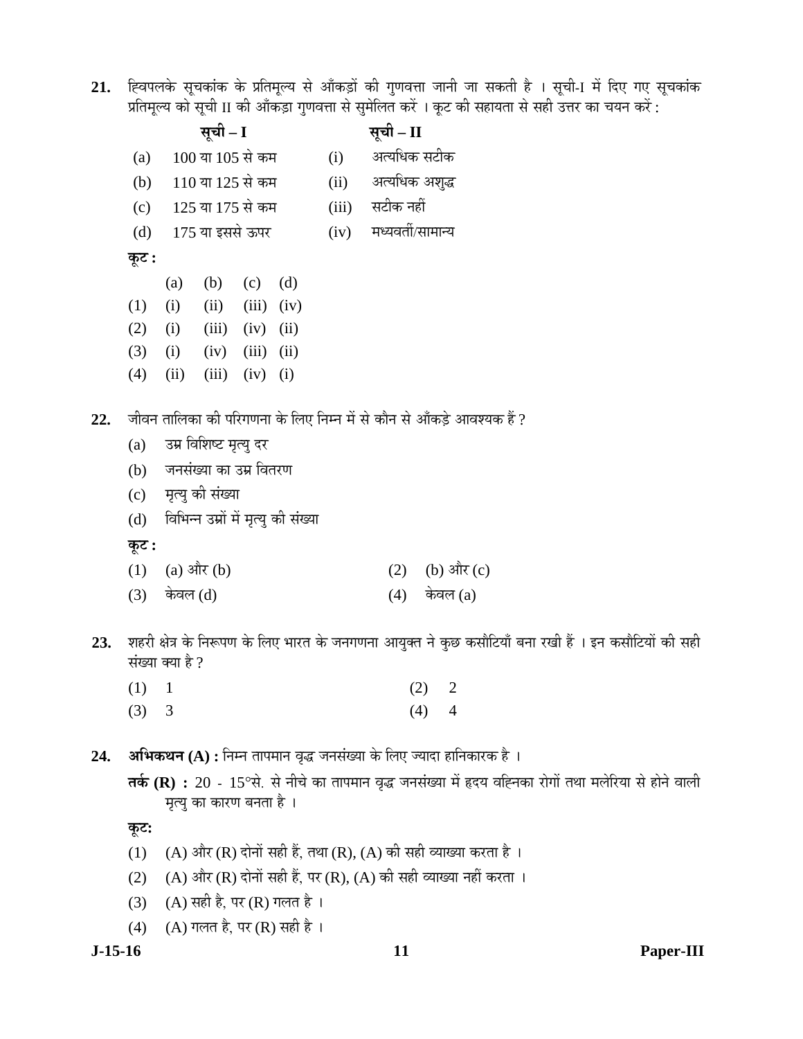**21.** ह्विपलके सूचकांक के प्रतिमूल्य से आँकड़ों की गुणवत्ता जानी जा सकती है । सूची-I में दिए गए सूचकांक प्रतिमूल्य को सूची II की आँकड़ा गुणवत्ता से सुमेलित करें । कूट की सहायता से सही उत्तर का चयन करें :

| | सूची – I | | सूची – II |
|---|---|---|---|
| (a) | 100 या 105 से कम | (i) | अत्यधिक सटीक |
| (b) | 110 या 125 से कम | (ii) | अत्यधिक अशुद्ध |
| (c) | 125 या 175 से कम | (iii) | सटीक नहीं |
| (d) | 175 या इससे ऊपर | (iv) | मध्यवर्ती/सामान्य |

**कूट :**

| | (a) | (b) | (c) | (d) |
|---|---|---|---|---|
| (1) | (i) | (ii) | (iii) | (iv) |
| (2) | (i) | (iii) | (iv) | (ii) |
| (3) | (i) | (iv) | (iii) | (ii) |
| (4) | (ii) | (iii) | (iv) | (i) |

**22.** जीवन तालिका की परिगणना के लिए निम्न में से कौन से आँकड़े आवश्यक हैं ?

(a) उम्र विशिष्ट मृत्यु दर

(b) जनसंख्या का उम्र वितरण

(c) मृत्यु की संख्या

(d) विभिन्न उम्रों में मृत्यु की संख्या

**कूट :**

(1) (a) और (b)

(2) (b) और (c)

(3) केवल (d)

(4) केवल (a)

**23.** शहरी क्षेत्र के निरूपण के लिए भारत के जनगणना आयुक्त ने कुछ कसौटियाँ बना रखी हैं । इन कसौटियों की सही संख्या क्या है ?

(1) 1

(2) 2

(3) 3

(4) 4

**24.** **अभिकथन (A) :** निम्न तापमान वृद्ध जनसंख्या के लिए ज्यादा हानिकारक है ।

**तर्क (R) :** 20 - 15°से. से नीचे का तापमान वृद्ध जनसंख्या में हृदय वह्निका रोगों तथा मलेरिया से होने वाली मृत्यु का कारण बनता है ।

**कूटः**

(1) (A) और (R) दोनों सही हैं, तथा (R), (A) की सही व्याख्या करता है ।

(2) (A) और (R) दोनों सही हैं, पर (R), (A) की सही व्याख्या नहीं करता ।

(3) (A) सही है, पर (R) गलत है ।

(4) (A) गलत है, पर (R) सही है ।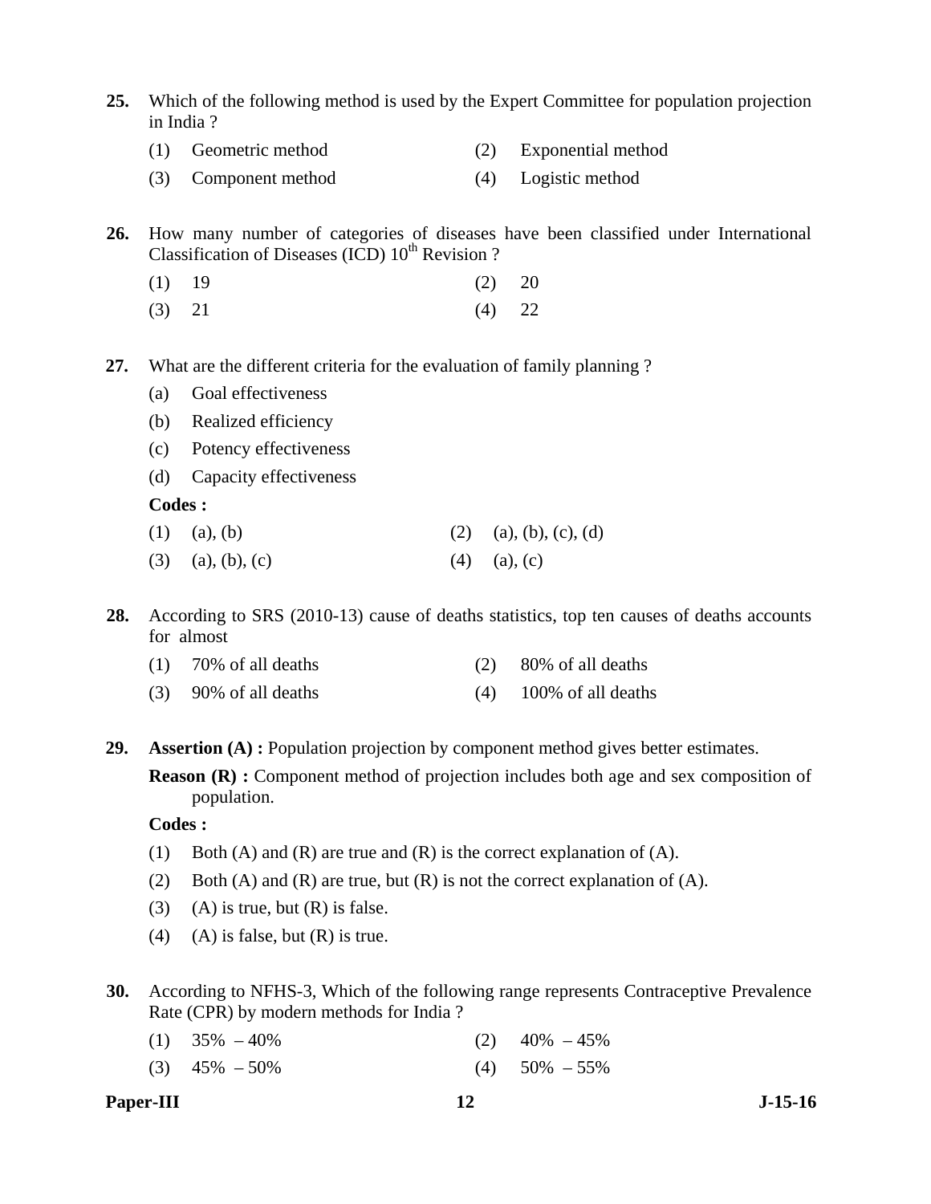**25.** Which of the following method is used by the Expert Committee for population projection in India ?

(1) Geometric method (2) Exponential method

(3) Component method (4) Logistic method

**26.** How many number of categories of diseases have been classified under International Classification of Diseases (ICD) 10th Revision ?

(1) 19 (2) 20

(3) 21 (4) 22

**27.** What are the different criteria for the evaluation of family planning ?

(a) Goal effectiveness

(b) Realized efficiency

(c) Potency effectiveness

(d) Capacity effectiveness

**Codes :**

(1) (a), (b) (2) (a), (b), (c), (d)

(3) (a), (b), (c) (4) (a), (c)

**28.** According to SRS (2010-13) cause of deaths statistics, top ten causes of deaths accounts for almost

(1) 70% of all deaths (2) 80% of all deaths

(3) 90% of all deaths (4) 100% of all deaths

**29.** **Assertion (A) :** Population projection by component method gives better estimates.

**Reason (R) :** Component method of projection includes both age and sex composition of population.

**Codes :**

(1) Both (A) and (R) are true and (R) is the correct explanation of (A).

(2) Both (A) and (R) are true, but (R) is not the correct explanation of (A).

(3) (A) is true, but (R) is false.

(4) (A) is false, but (R) is true.

**30.** According to NFHS-3, Which of the following range represents Contraceptive Prevalence Rate (CPR) by modern methods for India ?

(1) 35% – 40% (2) 40% – 45%

(3) 45% – 50% (4) 50% – 55%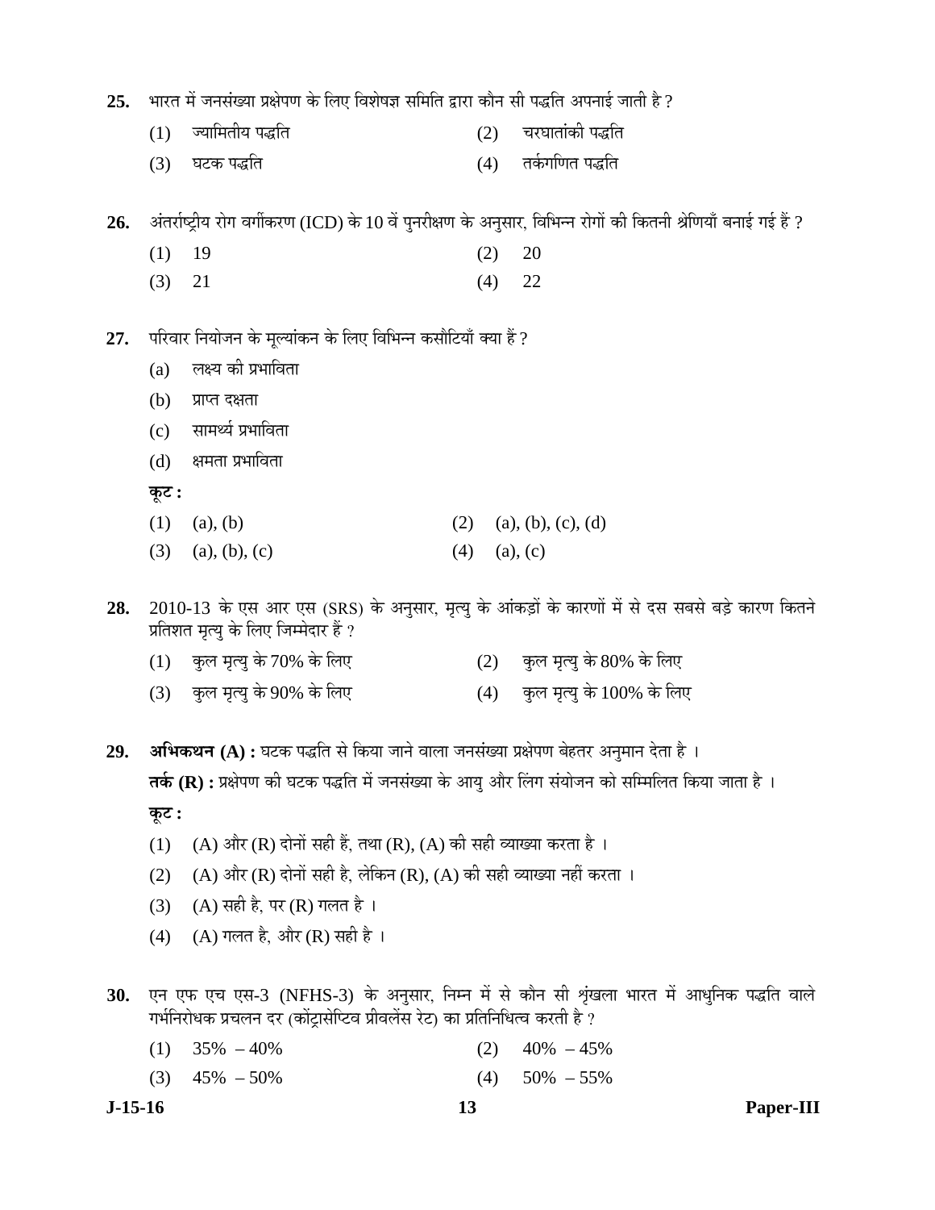**25.** भारत में जनसंख्या प्रक्षेपण के लिए विशेषज्ञ समिति द्वारा कौन सी पद्धति अपनाई जाती है ?

(1) ज्यामितीय पद्धति (2) चरघातांकी पद्धति

(3) घटक पद्धति (4) तर्कगणित पद्धति

**26.** अंतर्राष्ट्रीय रोग वर्गीकरण (ICD) के 10 वें पुनरीक्षण के अनुसार, विभिन्न रोगों की कितनी श्रेणियाँ बनाई गई हैं ?

(1) 19 (2) 20

(3) 21 (4) 22

**27.** परिवार नियोजन के मूल्यांकन के लिए विभिन्न कसौटियाँ क्या हैं ?

(a) लक्ष्य की प्रभाविता

(b) प्राप्त दक्षता

(c) सामर्थ्य प्रभाविता

(d) क्षमता प्रभाविता

**कूट :**

(1) (a), (b) (2) (a), (b), (c), (d)

(3) (a), (b), (c) (4) (a), (c)

**28.** 2010-13 के एस आर एस (SRS) के अनुसार, मृत्यु के आंकड़ों के कारणों में से दस सबसे बड़े कारण कितने प्रतिशत मृत्यु के लिए जिम्मेदार हैं ?

(1) कुल मृत्यु के 70% के लिए (2) कुल मृत्यु के 80% के लिए

(3) कुल मृत्यु के 90% के लिए (4) कुल मृत्यु के 100% के लिए

**29.** **अभिकथन (A) :** घटक पद्धति से किया जाने वाला जनसंख्या प्रक्षेपण बेहतर अनुमान देता है ।

**तर्क (R) :** प्रक्षेपण की घटक पद्धति में जनसंख्या के आयु और लिंग संयोजन को सम्मिलित किया जाता है ।

**कूट :**

(1) (A) और (R) दोनों सही हैं, तथा (R), (A) की सही व्याख्या करता है ।

(2) (A) और (R) दोनों सही है, लेकिन (R), (A) की सही व्याख्या नहीं करता ।

(3) (A) सही है, पर (R) गलत है ।

(4) (A) गलत है, और (R) सही है ।

**30.** एन एफ एच एस-3 (NFHS-3) के अनुसार, निम्न में से कौन सी श्रृंखला भारत में आधुनिक पद्धति वाले गर्भनिरोधक प्रचलन दर (कोंट्रासेप्टिव प्रीवलेंस रेट) का प्रतिनिधित्व करती है ?

(1) 35% – 40% (2) 40% – 45%

(3) 45% – 50% (4) 50% – 55%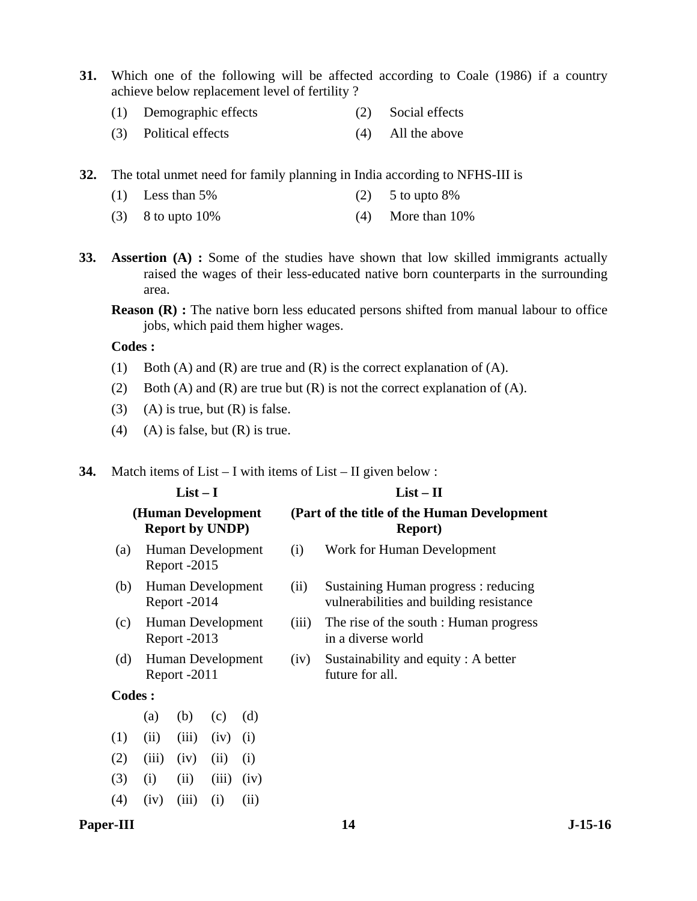**31.** Which one of the following will be affected according to Coale (1986) if a country achieve below replacement level of fertility ?

(1) Demographic effects  (2) Social effects

(3) Political effects  (4) All the above

**32.** The total unmet need for family planning in India according to NFHS-III is

(1) Less than 5%  (2) 5 to upto 8%

(3) 8 to upto 10%  (4) More than 10%

**33.** **Assertion (A) :** Some of the studies have shown that low skilled immigrants actually raised the wages of their less-educated native born counterparts in the surrounding area.

**Reason (R) :** The native born less educated persons shifted from manual labour to office jobs, which paid them higher wages.

**Codes :**

(1) Both (A) and (R) are true and (R) is the correct explanation of (A).

(2) Both (A) and (R) are true but (R) is not the correct explanation of (A).

(3) (A) is true, but (R) is false.

(4) (A) is false, but (R) is true.

**34.** Match items of List – I with items of List – II given below :

| **List – I (Human Development Report by UNDP)** | **List – II (Part of the title of the Human Development Report)** |
|---|---|
| (a) Human Development Report -2015 | (i) Work for Human Development |
| (b) Human Development Report -2014 | (ii) Sustaining Human progress : reducing vulnerabilities and building resistance |
| (c) Human Development Report -2013 | (iii) The rise of the south : Human progress in a diverse world |
| (d) Human Development Report -2011 | (iv) Sustainability and equity : A better future for all. |

**Codes :**

| | (a) | (b) | (c) | (d) |
|---|---|---|---|---|
| (1) | (ii) | (iii) | (iv) | (i) |
| (2) | (iii) | (iv) | (ii) | (i) |
| (3) | (i) | (ii) | (iii) | (iv) |
| (4) | (iv) | (iii) | (i) | (ii) |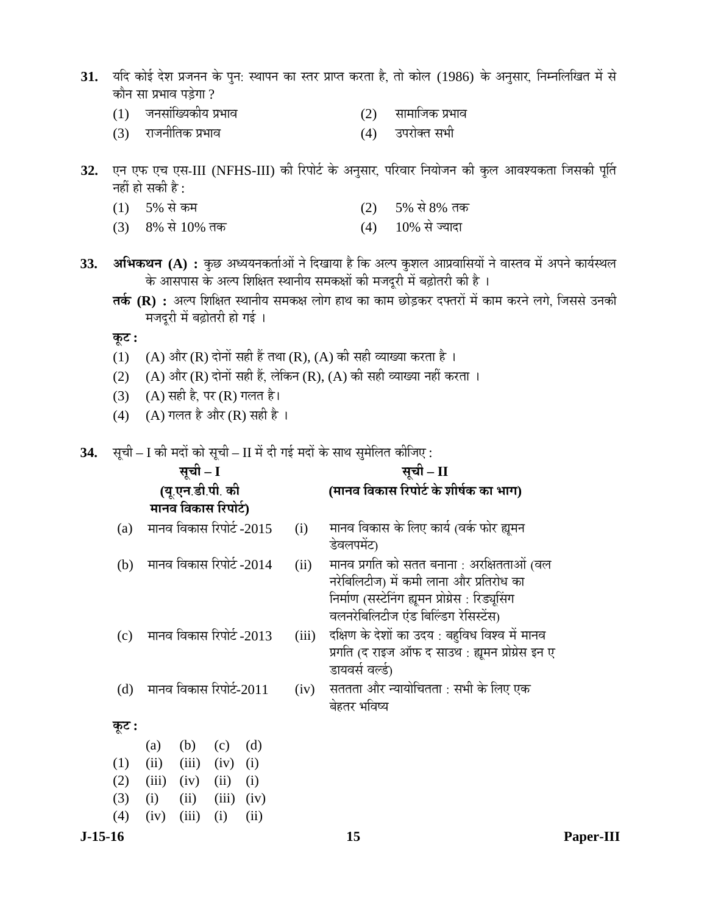**31.** यदि कोई देश प्रजनन के पुन: स्थापन का स्तर प्राप्त करता है, तो कोल (1986) के अनुसार, निम्नलिखित में से कौन सा प्रभाव पड़ेगा ?

(1) जनसांख्यिकीय प्रभाव
(2) सामाजिक प्रभाव
(3) राजनीतिक प्रभाव
(4) उपरोक्त सभी

**32.** एन एफ एच एस-III (NFHS-III) की रिपोर्ट के अनुसार, परिवार नियोजन की कुल आवश्यकता जिसकी पूर्ति नहीं हो सकी है :

(1) 5% से कम
(2) 5% से 8% तक
(3) 8% से 10% तक
(4) 10% से ज्यादा

**33.** **अभिकथन (A) :** कुछ अध्ययनकर्ताओं ने दिखाया है कि अल्प कुशल आप्रवासियों ने वास्तव में अपने कार्यस्थल के आसपास के अल्प शिक्षित स्थानीय समकक्षों की मजदूरी में बढ़ोतरी की है ।

**तर्क (R) :** अल्प शिक्षित स्थानीय समकक्ष लोग हाथ का काम छोड़कर दफ्तरों में काम करने लगे, जिससे उनकी मजदूरी में बढ़ोतरी हो गई ।

**कूट :**

(1) (A) और (R) दोनों सही हैं तथा (R), (A) की सही व्याख्या करता है ।
(2) (A) और (R) दोनों सही हैं, लेकिन (R), (A) की सही व्याख्या नहीं करता ।
(3) (A) सही है, पर (R) गलत है।
(4) (A) गलत है और (R) सही है ।

**34.** सूची – I की मदों को सूची – II में दी गई मदों के साथ सुमेलित कीजिए :

| | **सूची – I (यू.एन.डी.पी. की मानव विकास रिपोर्ट)** | | **सूची – II (मानव विकास रिपोर्ट के शीर्षक का भाग)** |
|---|---|---|---|
| (a) | मानव विकास रिपोर्ट -2015 | (i) | मानव विकास के लिए कार्य (वर्क फोर ह्यूमन डेवलपमेंट) |
| (b) | मानव विकास रिपोर्ट -2014 | (ii) | मानव प्रगति को सतत बनाना : अरक्षितताओं (वलनरेबिलिटीज) में कमी लाना और प्रतिरोध का निर्माण (सस्टेनिंग ह्यूमन प्रोग्रेस : रिड्यूसिंग वलनरेबिलिटीज एंड बिल्डिंग रेसिस्टेंस) |
| (c) | मानव विकास रिपोर्ट -2013 | (iii) | दक्षिण के देशों का उदय : बहुविध विश्व में मानव प्रगति (द राइज ऑफ द साउथ : ह्यूमन प्रोग्रेस इन ए डायवर्स वर्ल्ड) |
| (d) | मानव विकास रिपोर्ट-2011 | (iv) | सततता और न्यायोचितता : सभी के लिए एक बेहतर भविष्य |

**कूट :**

| | (a) | (b) | (c) | (d) |
|---|---|---|---|---|
| (1) | (ii) | (iii) | (iv) | (i) |
| (2) | (iii) | (iv) | (ii) | (i) |
| (3) | (i) | (ii) | (iii) | (iv) |
| (4) | (iv) | (iii) | (i) | (ii) |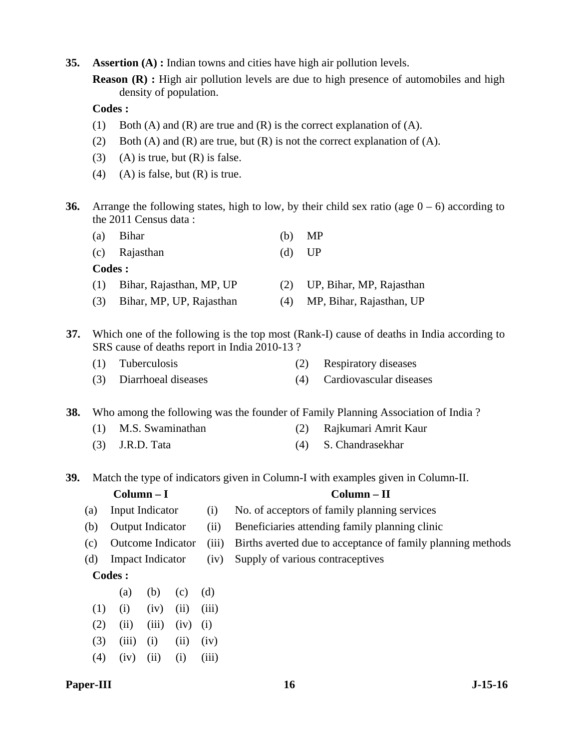**35.** **Assertion (A) :** Indian towns and cities have high air pollution levels.

**Reason (R) :** High air pollution levels are due to high presence of automobiles and high density of population.

**Codes :**

(1) Both (A) and (R) are true and (R) is the correct explanation of (A).

(2) Both (A) and (R) are true, but (R) is not the correct explanation of (A).

(3) (A) is true, but (R) is false.

(4) (A) is false, but (R) is true.

**36.** Arrange the following states, high to low, by their child sex ratio (age 0 – 6) according to the 2011 Census data :

(a) Bihar (b) MP

(c) Rajasthan (d) UP

**Codes :**

(1) Bihar, Rajasthan, MP, UP (2) UP, Bihar, MP, Rajasthan

(3) Bihar, MP, UP, Rajasthan (4) MP, Bihar, Rajasthan, UP

**37.** Which one of the following is the top most (Rank-I) cause of deaths in India according to SRS cause of deaths report in India 2010-13 ?

(1) Tuberculosis (2) Respiratory diseases

(3) Diarrhoeal diseases (4) Cardiovascular diseases

**38.** Who among the following was the founder of Family Planning Association of India ?

(1) M.S. Swaminathan (2) Rajkumari Amrit Kaur

(3) J.R.D. Tata (4) S. Chandrasekhar

**39.** Match the type of indicators given in Column-I with examples given in Column-II.

| | Column – I | | Column – II |
|---|---|---|---|
| (a) | Input Indicator | (i) | No. of acceptors of family planning services |
| (b) | Output Indicator | (ii) | Beneficiaries attending family planning clinic |
| (c) | Outcome Indicator | (iii) | Births averted due to acceptance of family planning methods |
| (d) | Impact Indicator | (iv) | Supply of various contraceptives |

**Codes :**

| | (a) | (b) | (c) | (d) |
|---|---|---|---|---|
| (1) | (i) | (iv) | (ii) | (iii) |
| (2) | (ii) | (iii) | (iv) | (i) |
| (3) | (iii) | (i) | (ii) | (iv) |
| (4) | (iv) | (ii) | (i) | (iii) |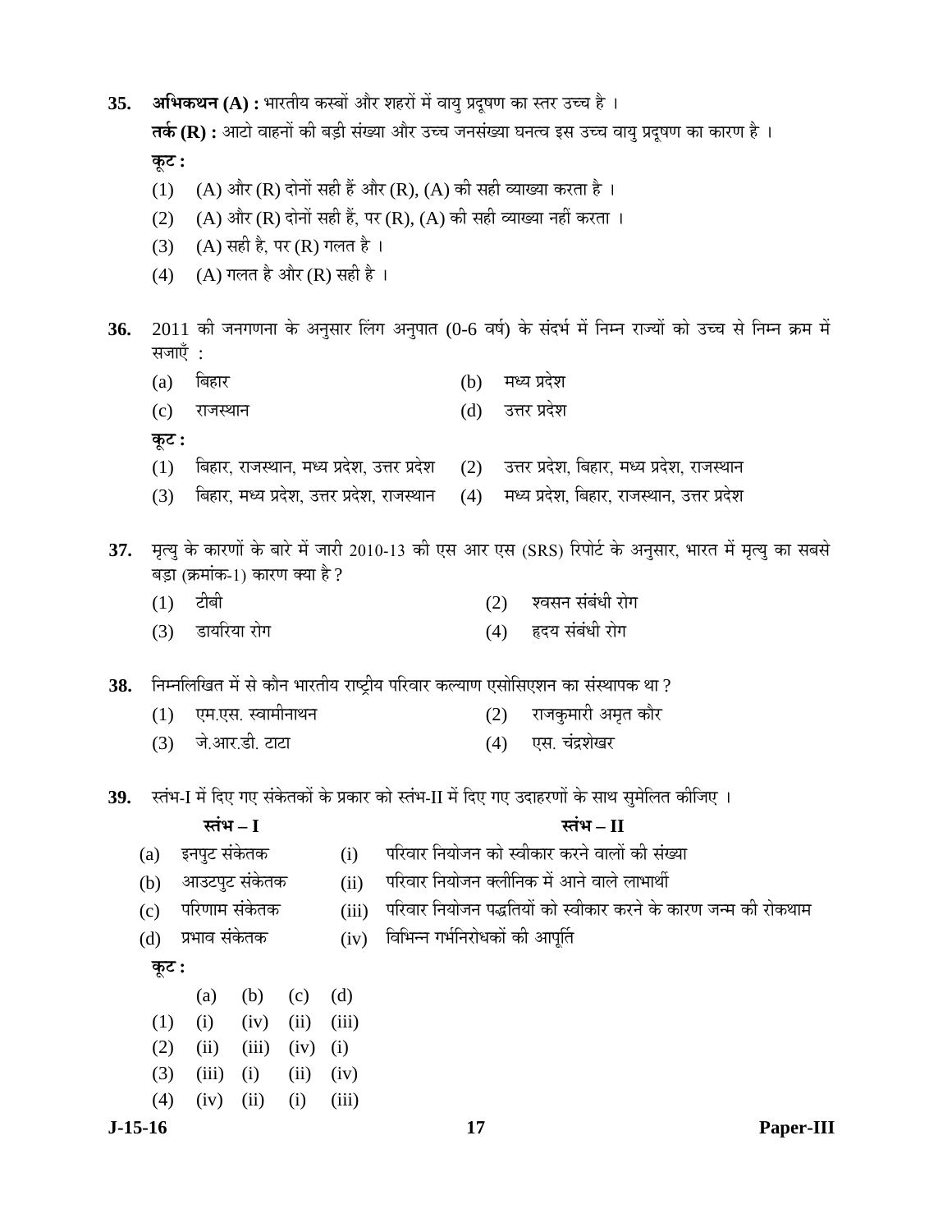**35.** **अभिकथन (A) :** भारतीय कस्बों और शहरों में वायु प्रदूषण का स्तर उच्च है ।

**तर्क (R) :** आटो वाहनों की बड़ी संख्या और उच्च जनसंख्या घनत्व इस उच्च वायु प्रदूषण का कारण है ।

**कूट :**

(1) (A) और (R) दोनों सही हैं और (R), (A) की सही व्याख्या करता है ।

(2) (A) और (R) दोनों सही हैं, पर (R), (A) की सही व्याख्या नहीं करता ।

(3) (A) सही है, पर (R) गलत है ।

(4) (A) गलत है और (R) सही है ।

**36.** 2011 की जनगणना के अनुसार लिंग अनुपात (0-6 वर्ष) के संदर्भ में निम्न राज्यों को उच्च से निम्न क्रम में सजाएँ :

(a) बिहार

(b) मध्य प्रदेश

(c) राजस्थान

(d) उत्तर प्रदेश

**कूट :**

(1) बिहार, राजस्थान, मध्य प्रदेश, उत्तर प्रदेश

(2) उत्तर प्रदेश, बिहार, मध्य प्रदेश, राजस्थान

(3) बिहार, मध्य प्रदेश, उत्तर प्रदेश, राजस्थान

(4) मध्य प्रदेश, बिहार, राजस्थान, उत्तर प्रदेश

**37.** मृत्यु के कारणों के बारे में जारी 2010-13 की एस आर एस (SRS) रिपोर्ट के अनुसार, भारत में मृत्यु का सबसे बड़ा (क्रमांक-1) कारण क्या है ?

(1) टीबी

(2) श्वसन संबंधी रोग

(3) डायरिया रोग

(4) हृदय संबंधी रोग

**38.** निम्नलिखित में से कौन भारतीय राष्ट्रीय परिवार कल्याण एसोसिएशन का संस्थापक था ?

(1) एम.एस. स्वामीनाथन

(2) राजकुमारी अमृत कौर

(3) जे.आर.डी. टाटा

(4) एस. चंद्रशेखर

**39.** स्तंभ-I में दिए गए संकेतकों के प्रकार को स्तंभ-II में दिए गए उदाहरणों के साथ सुमेलित कीजिए ।

| स्तंभ – I | स्तंभ – II |
|---|---|
| (a) इनपुट संकेतक | (i) परिवार नियोजन को स्वीकार करने वालों की संख्या |
| (b) आउटपुट संकेतक | (ii) परिवार नियोजन क्लीनिक में आने वाले लाभार्थी |
| (c) परिणाम संकेतक | (iii) परिवार नियोजन पद्धतियों को स्वीकार करने के कारण जन्म की रोकथाम |
| (d) प्रभाव संकेतक | (iv) विभिन्न गर्भनिरोधकों की आपूर्ति |

**कूट :**

| | (a) | (b) | (c) | (d) |
|---|---|---|---|---|
| (1) | (i) | (iv) | (ii) | (iii) |
| (2) | (ii) | (iii) | (iv) | (i) |
| (3) | (iii) | (i) | (ii) | (iv) |
| (4) | (iv) | (ii) | (i) | (iii) |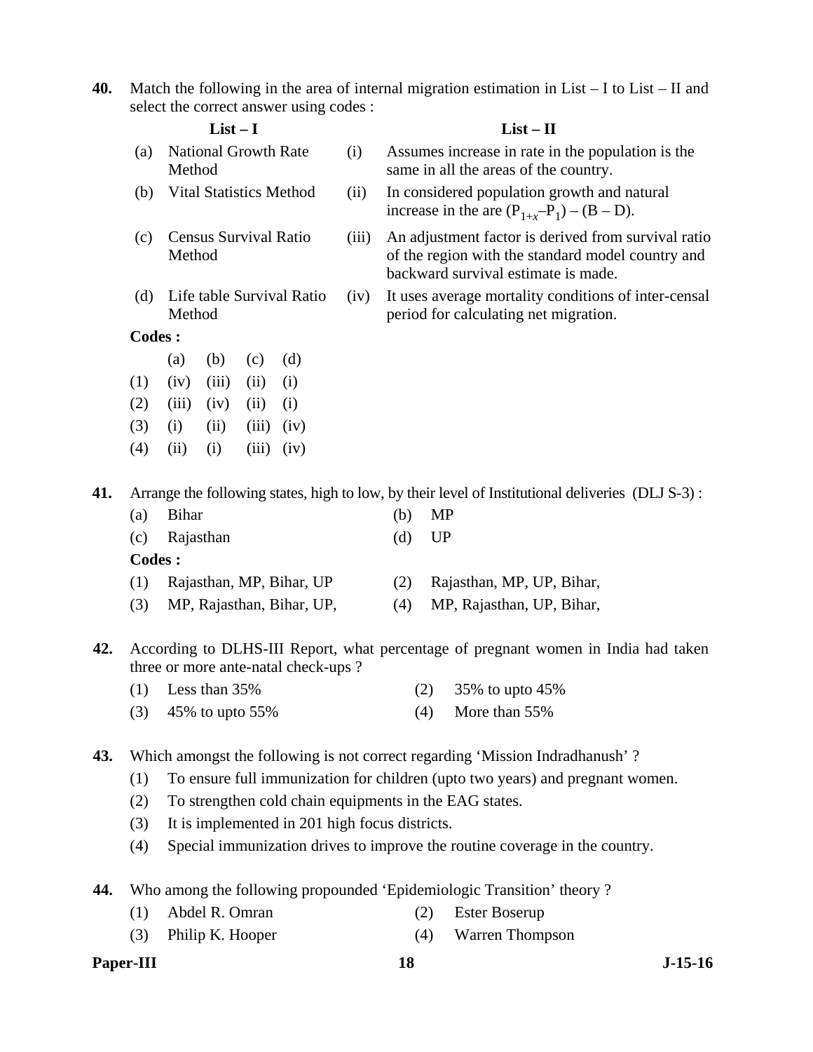**40.** Match the following in the area of internal migration estimation in List – I to List – II and select the correct answer using codes :

| | List – I | | List – II |
|---|---|---|---|
| (a) | National Growth Rate Method | (i) | Assumes increase in rate in the population is the same in all the areas of the country. |
| (b) | Vital Statistics Method | (ii) | In considered population growth and natural increase in the are $(P_{1+x}–P_1) – (B – D)$. |
| (c) | Census Survival Ratio Method | (iii) | An adjustment factor is derived from survival ratio of the region with the standard model country and backward survival estimate is made. |
| (d) | Life table Survival Ratio Method | (iv) | It uses average mortality conditions of inter-censal period for calculating net migration. |

**Codes :**

| | (a) | (b) | (c) | (d) |
|---|---|---|---|---|
| (1) | (iv) | (iii) | (ii) | (i) |
| (2) | (iii) | (iv) | (ii) | (i) |
| (3) | (i) | (ii) | (iii) | (iv) |
| (4) | (ii) | (i) | (iii) | (iv) |

**41.** Arrange the following states, high to low, by their level of Institutional deliveries (DLJ S-3) :

(a) Bihar
(b) MP
(c) Rajasthan
(d) UP

**Codes :**

(1) Rajasthan, MP, Bihar, UP
(2) Rajasthan, MP, UP, Bihar,
(3) MP, Rajasthan, Bihar, UP,
(4) MP, Rajasthan, UP, Bihar,

**42.** According to DLHS-III Report, what percentage of pregnant women in India had taken three or more ante-natal check-ups ?

(1) Less than 35%
(2) 35% to upto 45%
(3) 45% to upto 55%
(4) More than 55%

**43.** Which amongst the following is not correct regarding 'Mission Indradhanush' ?

(1) To ensure full immunization for children (upto two years) and pregnant women.
(2) To strengthen cold chain equipments in the EAG states.
(3) It is implemented in 201 high focus districts.
(4) Special immunization drives to improve the routine coverage in the country.

**44.** Who among the following propounded 'Epidemiologic Transition' theory ?

(1) Abdel R. Omran
(2) Ester Boserup
(3) Philip K. Hooper
(4) Warren Thompson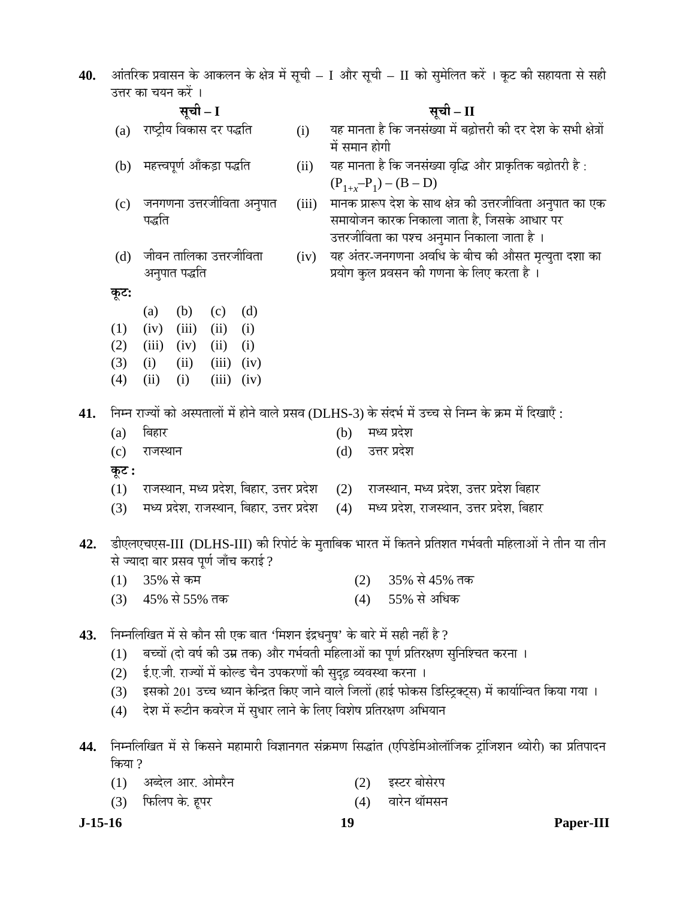**40.** आंतरिक प्रवासन के आकलन के क्षेत्र में सूची – I और सूची – II को सुमेलित करें । कूट की सहायता से सही उत्तर का चयन करें ।

| | सूची – I | | सूची – II |
|---|---|---|---|
| (a) | राष्ट्रीय विकास दर पद्धति | (i) | यह मानता है कि जनसंख्या में बढ़ोत्तरी की दर देश के सभी क्षेत्रों में समान होगी |
| (b) | महत्त्वपूर्ण आँकड़ा पद्धति | (ii) | यह मानता है कि जनसंख्या वृद्धि और प्राकृतिक बढ़ोत्तरी है : $(P_{1+x}–P_1) – (B – D)$ |
| (c) | जनगणना उत्तरजीविता अनुपात पद्धति | (iii) | मानक प्रारूप देश के साथ क्षेत्र की उत्तरजीविता अनुपात का एक समायोजन कारक निकाला जाता है, जिसके आधार पर उत्तरजीविता का पश्च अनुमान निकाला जाता है । |
| (d) | जीवन तालिका उत्तरजीविता अनुपात पद्धति | (iv) | यह अंतर-जनगणना अवधि के बीच की औसत मृत्युता दशा का प्रयोग कुल प्रवसन की गणना के लिए करता है । |

**कूट:**

| | (a) | (b) | (c) | (d) |
|---|---|---|---|---|
| (1) | (iv) | (iii) | (ii) | (i) |
| (2) | (iii) | (iv) | (ii) | (i) |
| (3) | (i) | (ii) | (iii) | (iv) |
| (4) | (ii) | (i) | (iii) | (iv) |

**41.** निम्न राज्यों को अस्पतालों में होने वाले प्रसव (DLHS-3) के संदर्भ में उच्च से निम्न के क्रम में दिखाएँ :

(a) बिहार
(b) मध्य प्रदेश
(c) राजस्थान
(d) उत्तर प्रदेश

**कूट :**

(1) राजस्थान, मध्य प्रदेश, बिहार, उत्तर प्रदेश
(2) राजस्थान, मध्य प्रदेश, उत्तर प्रदेश बिहार
(3) मध्य प्रदेश, राजस्थान, बिहार, उत्तर प्रदेश
(4) मध्य प्रदेश, राजस्थान, उत्तर प्रदेश, बिहार

**42.** डीएलएचएस-III (DLHS-III) की रिपोर्ट के मुताबिक भारत में कितने प्रतिशत गर्भवती महिलाओं ने तीन या तीन से ज्यादा बार प्रसव पूर्ण जाँच कराई ?

(1) 35% से कम
(2) 35% से 45% तक
(3) 45% से 55% तक
(4) 55% से अधिक

**43.** निम्नलिखित में से कौन सी एक बात 'मिशन इंद्रधनुष' के बारे में सही नहीं है ?

(1) बच्चों (दो वर्ष की उम्र तक) और गर्भवती महिलाओं का पूर्ण प्रतिरक्षण सुनिश्चित करना ।
(2) ई.ए.जी. राज्यों में कोल्ड चैन उपकरणों की सुदृढ़ व्यवस्था करना ।
(3) इसको 201 उच्च ध्यान केन्द्रित किए जाने वाले जिलों (हाई फोकस डिस्ट्रिक्ट्स) में कार्यान्वित किया गया ।
(4) देश में रूटीन कवरेज में सुधार लाने के लिए विशेष प्रतिरक्षण अभियान

**44.** निम्नलिखित में से किसने महामारी विज्ञानगत संक्रमण सिद्धांत (एपिडेमिओलॉजिक ट्रांजिशन थ्योरी) का प्रतिपादन किया ?

(1) अब्देल आर. ओमरैन
(2) इस्टर बोसेरप
(3) फिलिप के. हूपर
(4) वारेन थॉमसन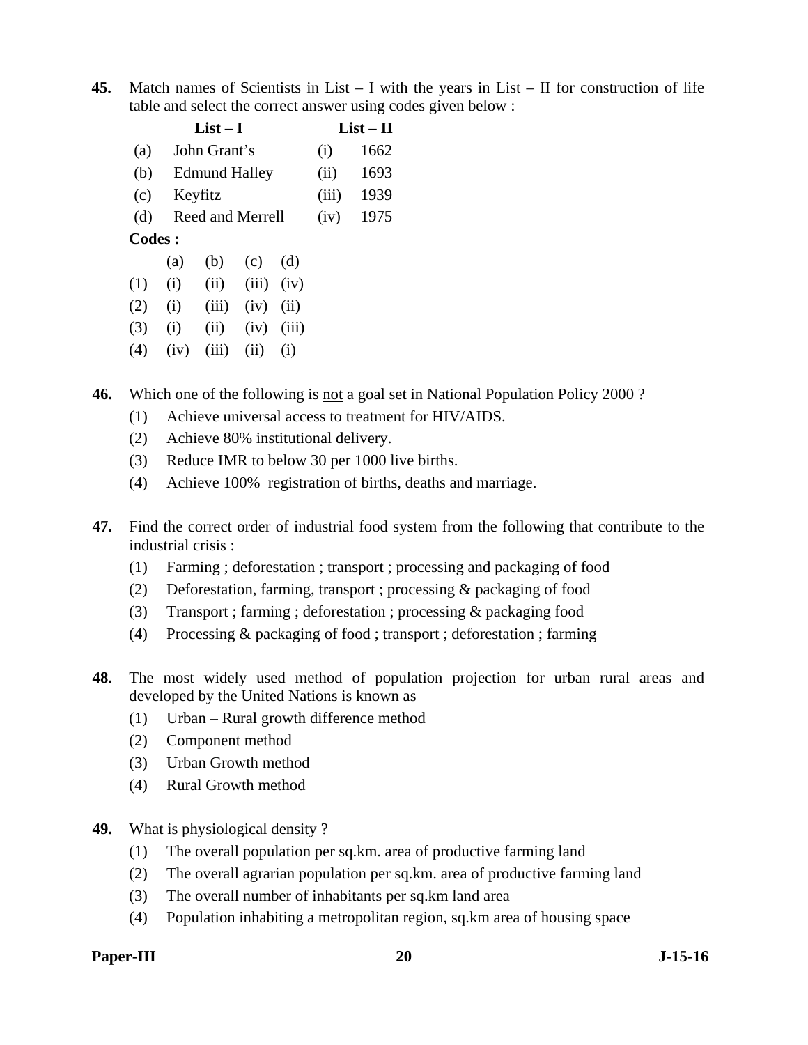**45.** Match names of Scientists in List – I with the years in List – II for construction of life table and select the correct answer using codes given below :

| | List – I | | List – II |
|---|---|---|---|
| (a) | John Grant's | (i) | 1662 |
| (b) | Edmund Halley | (ii) | 1693 |
| (c) | Keyfitz | (iii) | 1939 |
| (d) | Reed and Merrell | (iv) | 1975 |

**Codes :**

| | (a) | (b) | (c) | (d) |
|---|---|---|---|---|
| (1) | (i) | (ii) | (iii) | (iv) |
| (2) | (i) | (iii) | (iv) | (ii) |
| (3) | (i) | (ii) | (iv) | (iii) |
| (4) | (iv) | (iii) | (ii) | (i) |

**46.** Which one of the following is not a goal set in National Population Policy 2000 ?

(1) Achieve universal access to treatment for HIV/AIDS.

(2) Achieve 80% institutional delivery.

(3) Reduce IMR to below 30 per 1000 live births.

(4) Achieve 100% registration of births, deaths and marriage.

**47.** Find the correct order of industrial food system from the following that contribute to the industrial crisis :

(1) Farming ; deforestation ; transport ; processing and packaging of food

(2) Deforestation, farming, transport ; processing & packaging of food

(3) Transport ; farming ; deforestation ; processing & packaging food

(4) Processing & packaging of food ; transport ; deforestation ; farming

**48.** The most widely used method of population projection for urban rural areas and developed by the United Nations is known as

(1) Urban – Rural growth difference method

(2) Component method

(3) Urban Growth method

(4) Rural Growth method

**49.** What is physiological density ?

(1) The overall population per sq.km. area of productive farming land

(2) The overall agrarian population per sq.km. area of productive farming land

(3) The overall number of inhabitants per sq.km land area

(4) Population inhabiting a metropolitan region, sq.km area of housing space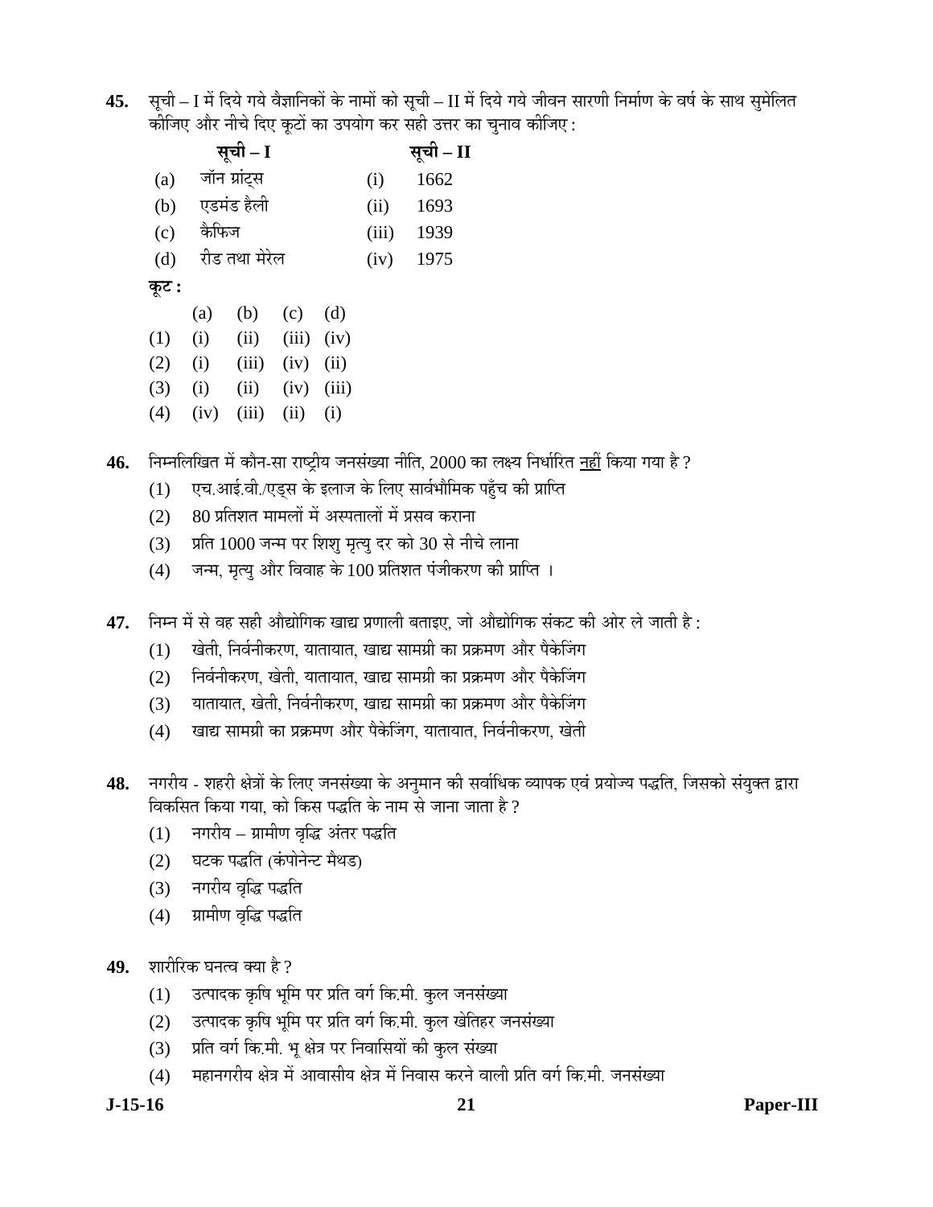**45.** सूची – I में दिये गये वैज्ञानिकों के नामों को सूची – II में दिये गये जीवन सारणी निर्माण के वर्ष के साथ सुमेलित कीजिए और नीचे दिए कूटों का उपयोग कर सही उत्तर का चुनाव कीजिए :

| | **सूची – I** | | **सूची – II** |
|---|---|---|---|
| (a) | जॉन ग्रांट्स | (i) | 1662 |
| (b) | एडमंड हैली | (ii) | 1693 |
| (c) | कैफिज | (iii) | 1939 |
| (d) | रीड तथा मेरेल | (iv) | 1975 |

**कूट :**

| | (a) | (b) | (c) | (d) |
|---|---|---|---|---|
| (1) | (i) | (ii) | (iii) | (iv) |
| (2) | (i) | (iii) | (iv) | (ii) |
| (3) | (i) | (ii) | (iv) | (iii) |
| (4) | (iv) | (iii) | (ii) | (i) |

**46.** निम्नलिखित में कौन-सा राष्ट्रीय जनसंख्या नीति, 2000 का लक्ष्य निर्धारित नहीं किया गया है ?

(1) एच.आई.वी./एड्स के इलाज के लिए सार्वभौमिक पहुँच की प्राप्ति

(2) 80 प्रतिशत मामलों में अस्पतालों में प्रसव कराना

(3) प्रति 1000 जन्म पर शिशु मृत्यु दर को 30 से नीचे लाना

(4) जन्म, मृत्यु और विवाह के 100 प्रतिशत पंजीकरण की प्राप्ति ।

**47.** निम्न में से वह सही औद्योगिक खाद्य प्रणाली बताइए, जो औद्योगिक संकट की ओर ले जाती है :

(1) खेती, निर्वनीकरण, यातायात, खाद्य सामग्री का प्रक्रमण और पैकेजिंग

(2) निर्वनीकरण, खेती, यातायात, खाद्य सामग्री का प्रक्रमण और पैकेजिंग

(3) यातायात, खेती, निर्वनीकरण, खाद्य सामग्री का प्रक्रमण और पैकेजिंग

(4) खाद्य सामग्री का प्रक्रमण और पैकेजिंग, यातायात, निर्वनीकरण, खेती

**48.** नगरीय - शहरी क्षेत्रों के लिए जनसंख्या के अनुमान की सर्वाधिक व्यापक एवं प्रयोज्य पद्धति, जिसको संयुक्त द्वारा विकसित किया गया, को किस पद्धति के नाम से जाना जाता है ?

(1) नगरीय – ग्रामीण वृद्धि अंतर पद्धति

(2) घटक पद्धति (कंपोनेन्ट मैथड)

(3) नगरीय वृद्धि पद्धति

(4) ग्रामीण वृद्धि पद्धति

**49.** शारीरिक घनत्व क्या है ?

(1) उत्पादक कृषि भूमि पर प्रति वर्ग कि.मी. कुल जनसंख्या

(2) उत्पादक कृषि भूमि पर प्रति वर्ग कि.मी. कुल खेतिहर जनसंख्या

(3) प्रति वर्ग कि.मी. भू क्षेत्र पर निवासियों की कुल संख्या

(4) महानगरीय क्षेत्र में आवासीय क्षेत्र में निवास करने वाली प्रति वर्ग कि.मी. जनसंख्या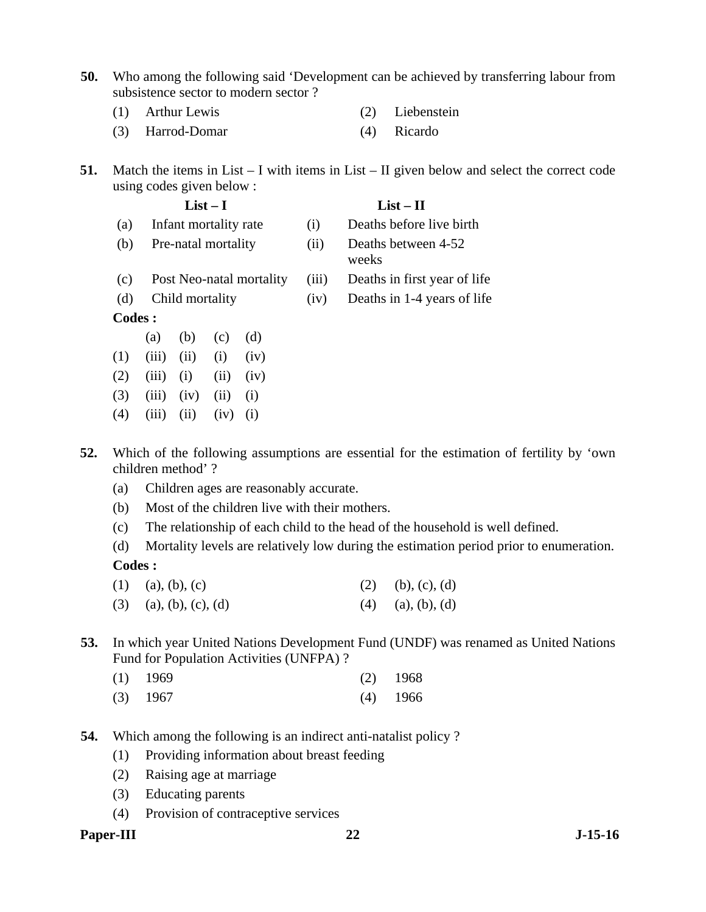**50.** Who among the following said 'Development can be achieved by transferring labour from subsistence sector to modern sector ?

(1) Arthur Lewis
(2) Liebenstein
(3) Harrod-Domar
(4) Ricardo

**51.** Match the items in List – I with items in List – II given below and select the correct code using codes given below :

| | **List – I** | | **List – II** |
|---|---|---|---|
| (a) | Infant mortality rate | (i) | Deaths before live birth |
| (b) | Pre-natal mortality | (ii) | Deaths between 4-52 weeks |
| (c) | Post Neo-natal mortality | (iii) | Deaths in first year of life |
| (d) | Child mortality | (iv) | Deaths in 1-4 years of life |

**Codes :**

| | (a) | (b) | (c) | (d) |
|---|---|---|---|---|
| (1) | (iii) | (ii) | (i) | (iv) |
| (2) | (iii) | (i) | (ii) | (iv) |
| (3) | (iii) | (iv) | (ii) | (i) |
| (4) | (iii) | (ii) | (iv) | (i) |

**52.** Which of the following assumptions are essential for the estimation of fertility by 'own children method' ?

(a) Children ages are reasonably accurate.
(b) Most of the children live with their mothers.
(c) The relationship of each child to the head of the household is well defined.
(d) Mortality levels are relatively low during the estimation period prior to enumeration.

**Codes :**

(1) (a), (b), (c)
(2) (b), (c), (d)
(3) (a), (b), (c), (d)
(4) (a), (b), (d)

**53.** In which year United Nations Development Fund (UNDF) was renamed as United Nations Fund for Population Activities (UNFPA) ?

(1) 1969
(2) 1968
(3) 1967
(4) 1966

**54.** Which among the following is an indirect anti-natalist policy ?

(1) Providing information about breast feeding
(2) Raising age at marriage
(3) Educating parents
(4) Provision of contraceptive services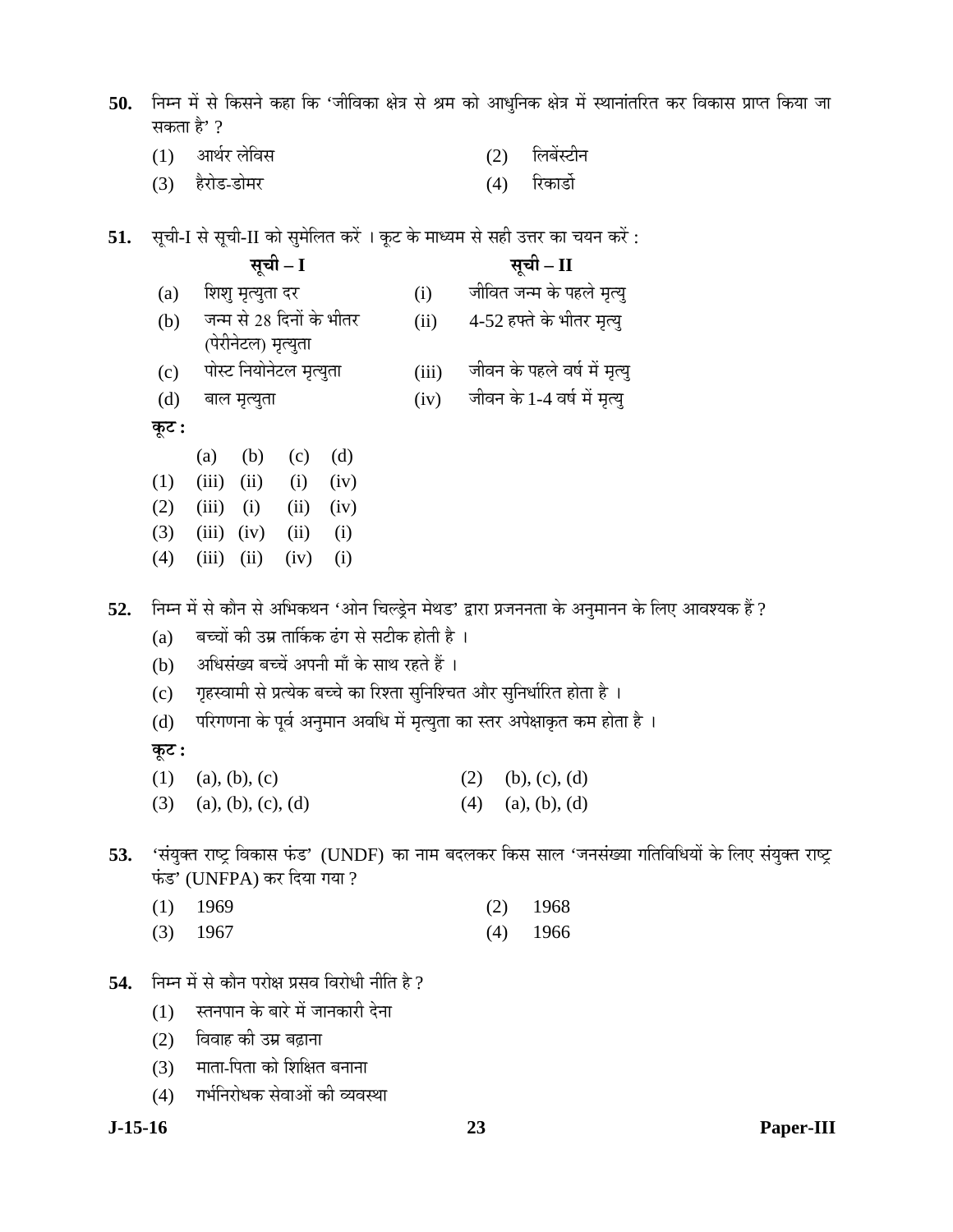**50.** निम्न में से किसने कहा कि 'जीविका क्षेत्र से श्रम को आधुनिक क्षेत्र में स्थानांतरित कर विकास प्राप्त किया जा सकता है' ?

(1) आर्थर लेविस  
(2) लिबेंस्टीन  
(3) हैरोड-डोमर  
(4) रिकार्डो

**51.** सूची-I से सूची-II को सुमेलित करें । कूट के माध्यम से सही उत्तर का चयन करें :

| | सूची – I | | सूची – II |
|---|---|---|---|
| (a) | शिशु मृत्युता दर | (i) | जीवित जन्म के पहले मृत्यु |
| (b) | जन्म से 28 दिनों के भीतर (पेरीनेटल) मृत्युता | (ii) | 4-52 हफ्ते के भीतर मृत्यु |
| (c) | पोस्ट नियोनेटल मृत्युता | (iii) | जीवन के पहले वर्ष में मृत्यु |
| (d) | बाल मृत्युता | (iv) | जीवन के 1-4 वर्ष में मृत्यु |

**कूट :**

| | (a) | (b) | (c) | (d) |
|---|---|---|---|---|
| (1) | (iii) | (ii) | (i) | (iv) |
| (2) | (iii) | (i) | (ii) | (iv) |
| (3) | (iii) | (iv) | (ii) | (i) |
| (4) | (iii) | (ii) | (iv) | (i) |

**52.** निम्न में से कौन से अभिकथन 'ओन चिल्ड्रेन मेथड' द्वारा प्रजननता के अनुमानन के लिए आवश्यक हैं ?

(a) बच्चों की उम्र तार्किक ढंग से सटीक होती है ।  
(b) अधिसंख्य बच्चें अपनी माँ के साथ रहते हैं ।  
(c) गृहस्वामी से प्रत्येक बच्चे का रिश्ता सुनिश्चित और सुनिर्धारित होता है ।  
(d) परिगणना के पूर्व अनुमान अवधि में मृत्युता का स्तर अपेक्षाकृत कम होता है ।

**कूट :**

(1) (a), (b), (c)  
(2) (b), (c), (d)  
(3) (a), (b), (c), (d)  
(4) (a), (b), (d)

**53.** 'संयुक्त राष्ट्र विकास फंड' (UNDF) का नाम बदलकर किस साल 'जनसंख्या गतिविधियों के लिए संयुक्त राष्ट्र फंड' (UNFPA) कर दिया गया ?

(1) 1969  
(2) 1968  
(3) 1967  
(4) 1966

**54.** निम्न में से कौन परोक्ष प्रसव विरोधी नीति है ?

(1) स्तनपान के बारे में जानकारी देना  
(2) विवाह की उम्र बढ़ाना  
(3) माता-पिता को शिक्षित बनाना  
(4) गर्भनिरोधक सेवाओं की व्यवस्था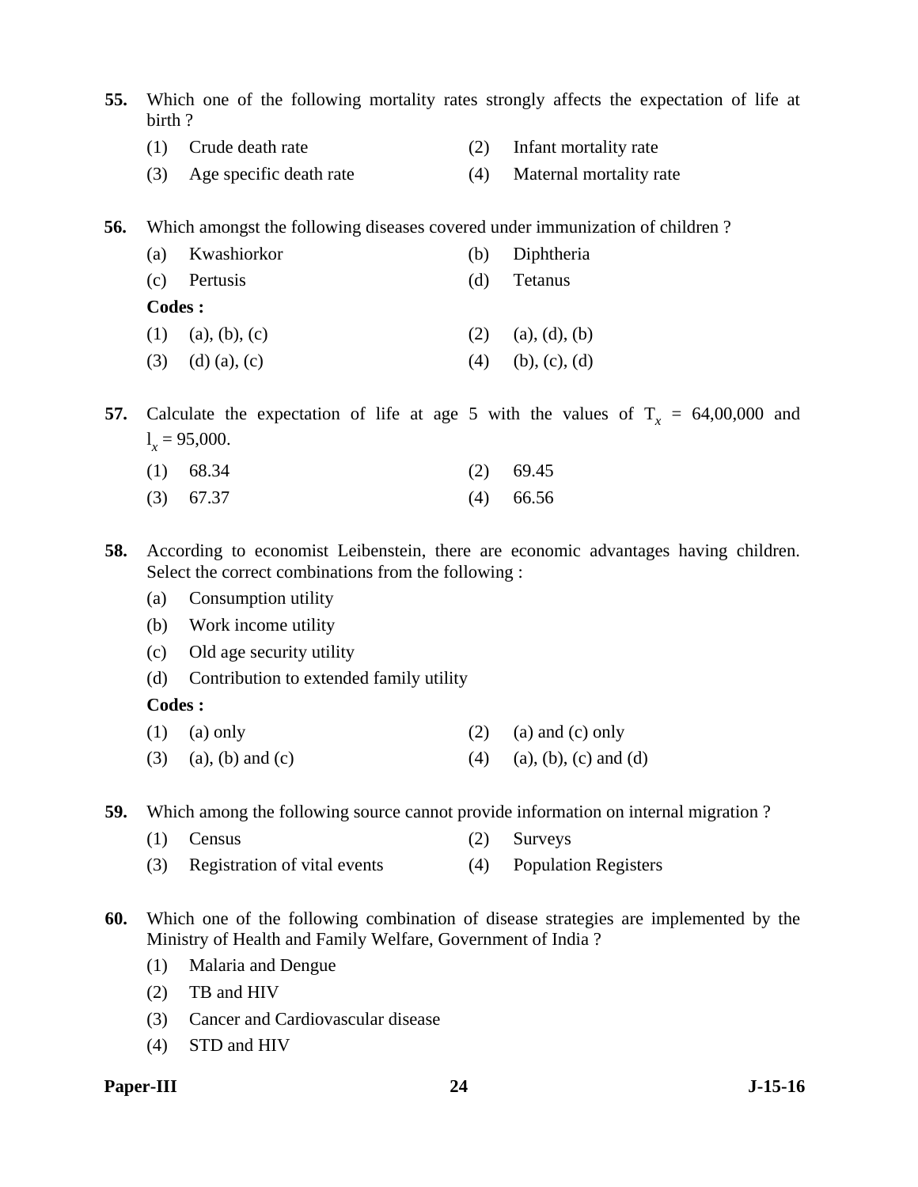**55.** Which one of the following mortality rates strongly affects the expectation of life at birth ?

(1) Crude death rate
(2) Infant mortality rate
(3) Age specific death rate
(4) Maternal mortality rate

**56.** Which amongst the following diseases covered under immunization of children ?

(a) Kwashiorkor
(b) Diphtheria
(c) Pertusis
(d) Tetanus

**Codes :**

(1) (a), (b), (c)
(2) (a), (d), (b)
(3) (d) (a), (c)
(4) (b), (c), (d)

**57.** Calculate the expectation of life at age 5 with the values of $T_x$ = 64,00,000 and $l_x$ = 95,000.

(1) 68.34
(2) 69.45
(3) 67.37
(4) 66.56

**58.** According to economist Leibenstein, there are economic advantages having children. Select the correct combinations from the following :

(a) Consumption utility
(b) Work income utility
(c) Old age security utility
(d) Contribution to extended family utility

**Codes :**

(1) (a) only
(2) (a) and (c) only
(3) (a), (b) and (c)
(4) (a), (b), (c) and (d)

**59.** Which among the following source cannot provide information on internal migration ?

(1) Census
(2) Surveys
(3) Registration of vital events
(4) Population Registers

**60.** Which one of the following combination of disease strategies are implemented by the Ministry of Health and Family Welfare, Government of India ?

(1) Malaria and Dengue
(2) TB and HIV
(3) Cancer and Cardiovascular disease
(4) STD and HIV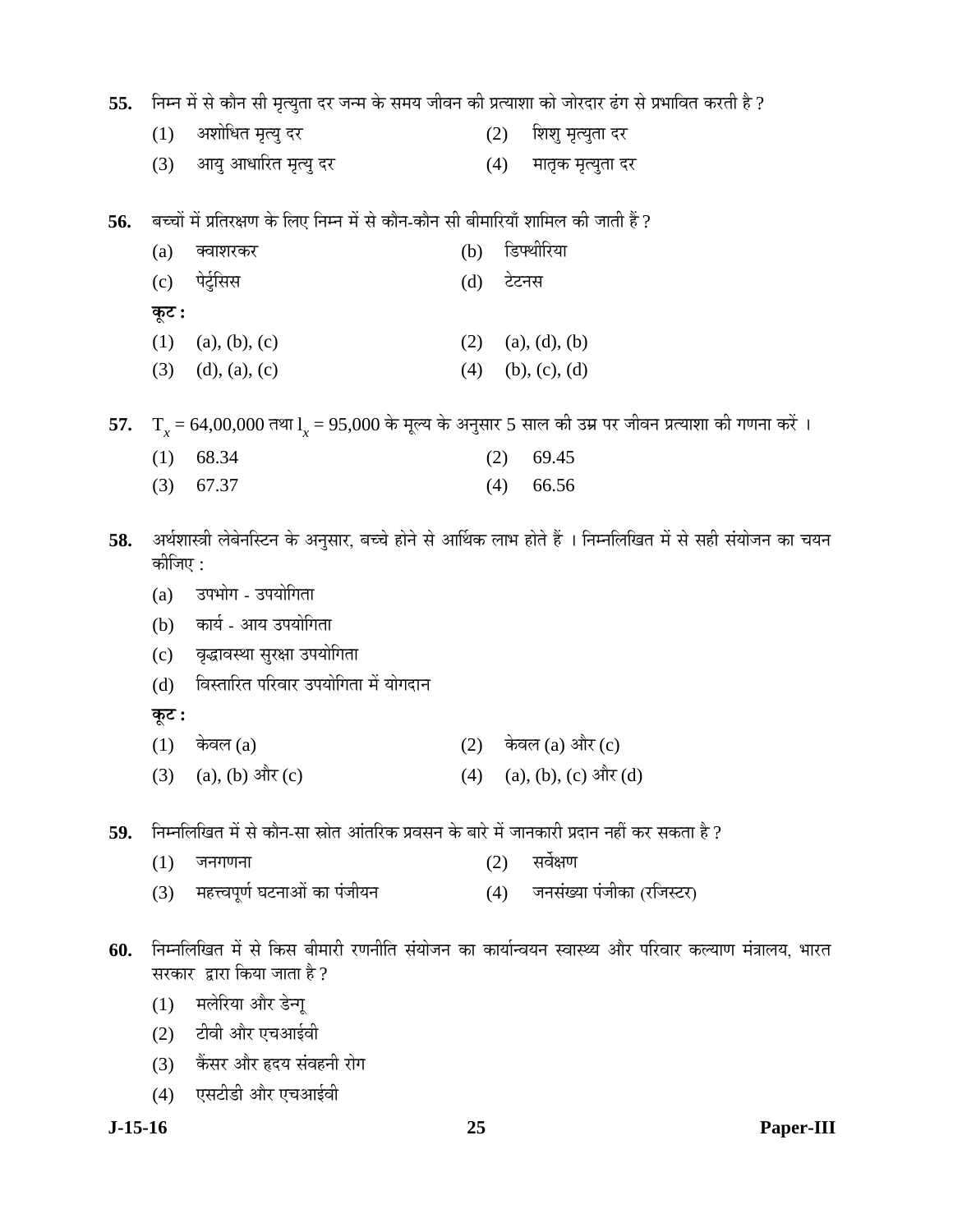**55.** निम्न में से कौन सी मृत्युता दर जन्म के समय जीवन की प्रत्याशा को जोरदार ढंग से प्रभावित करती है ?

(1) अशोधित मृत्यु दर
(2) शिशु मृत्युता दर
(3) आयु आधारित मृत्यु दर
(4) मातृक मृत्युता दर

**56.** बच्चों में प्रतिरक्षण के लिए निम्न में से कौन-कौन सी बीमारियाँ शामिल की जाती हैं ?

(a) क्वाशरकर
(b) डिफ्थीरिया
(c) पेर्टुसिस
(d) टेटनस

**कूट :**

(1) (a), (b), (c)
(2) (a), (d), (b)
(3) (d), (a), (c)
(4) (b), (c), (d)

**57.** $T_x$ = 64,00,000 तथा $l_x$ = 95,000 के मूल्य के अनुसार 5 साल की उम्र पर जीवन प्रत्याशा की गणना करें ।

(1) 68.34
(2) 69.45
(3) 67.37
(4) 66.56

**58.** अर्थशास्त्री लेबेनस्टिन के अनुसार, बच्चे होने से आर्थिक लाभ होते हैं । निम्नलिखित में से सही संयोजन का चयन कीजिए :

(a) उपभोग - उपयोगिता
(b) कार्य - आय उपयोगिता
(c) वृद्धावस्था सुरक्षा उपयोगिता
(d) विस्तारित परिवार उपयोगिता में योगदान

**कूट :**

(1) केवल (a)
(2) केवल (a) और (c)
(3) (a), (b) और (c)
(4) (a), (b), (c) और (d)

**59.** निम्नलिखित में से कौन-सा स्रोत आंतरिक प्रवसन के बारे में जानकारी प्रदान नहीं कर सकता है ?

(1) जनगणना
(2) सर्वेक्षण
(3) महत्त्वपूर्ण घटनाओं का पंजीयन
(4) जनसंख्या पंजीका (रजिस्टर)

**60.** निम्नलिखित में से किस बीमारी रणनीति संयोजन का कार्यान्वयन स्वास्थ्य और परिवार कल्याण मंत्रालय, भारत सरकार द्वारा किया जाता है ?

(1) मलेरिया और डेन्गू
(2) टीवी और एचआईवी
(3) कैंसर और हृदय संवहनी रोग
(4) एसटीडी और एचआईवी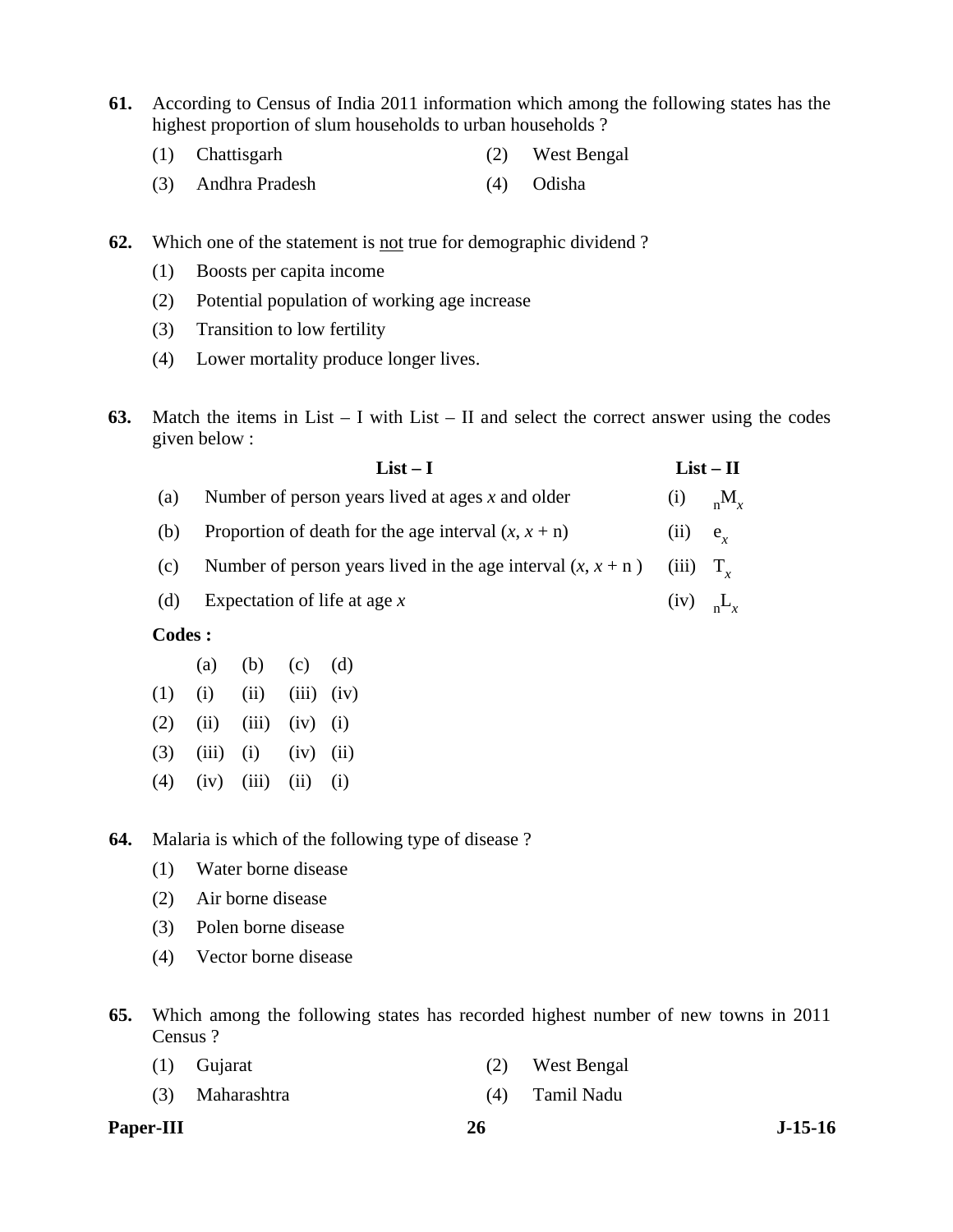**61.** According to Census of India 2011 information which among the following states has the highest proportion of slum households to urban households ?

(1) Chattisgarh
(2) West Bengal
(3) Andhra Pradesh
(4) Odisha

**62.** Which one of the statement is not true for demographic dividend ?

(1) Boosts per capita income
(2) Potential population of working age increase
(3) Transition to low fertility
(4) Lower mortality produce longer lives.

**63.** Match the items in List – I with List – II and select the correct answer using the codes given below :

| | List – I | | List – II |
|---|---|---|---|
| (a) | Number of person years lived at ages $x$ and older | (i) | ${}_{n}M_{x}$ |
| (b) | Proportion of death for the age interval ($x$, $x$ + n) | (ii) | $e_{x}$ |
| (c) | Number of person years lived in the age interval ($x$, $x$ + n ) | (iii) | $T_{x}$ |
| (d) | Expectation of life at age $x$ | (iv) | ${}_{n}L_{x}$ |

**Codes :**

| | (a) | (b) | (c) | (d) |
|---|---|---|---|---|
| (1) | (i) | (ii) | (iii) | (iv) |
| (2) | (ii) | (iii) | (iv) | (i) |
| (3) | (iii) | (i) | (iv) | (ii) |
| (4) | (iv) | (iii) | (ii) | (i) |

**64.** Malaria is which of the following type of disease ?

(1) Water borne disease
(2) Air borne disease
(3) Polen borne disease
(4) Vector borne disease

**65.** Which among the following states has recorded highest number of new towns in 2011 Census ?

(1) Gujarat
(2) West Bengal
(3) Maharashtra
(4) Tamil Nadu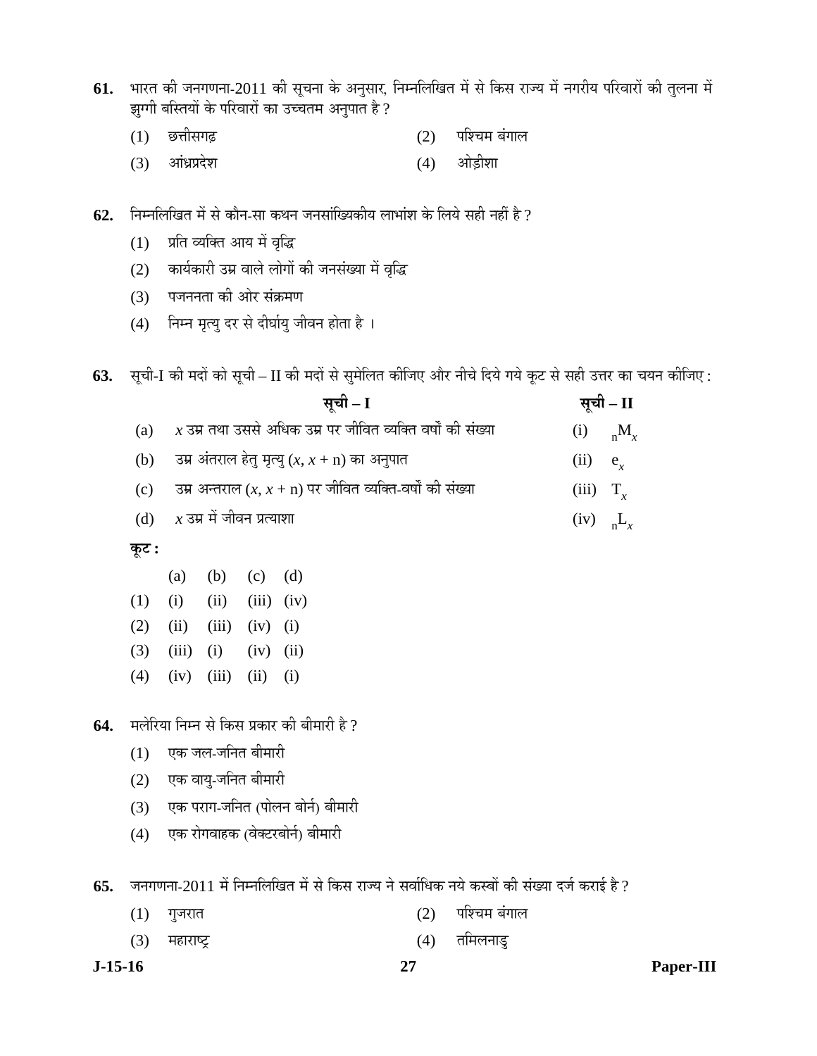**61.** भारत की जनगणना-2011 की सूचना के अनुसार, निम्नलिखित में से किस राज्य में नगरीय परिवारों की तुलना में झुग्गी बस्तियों के परिवारों का उच्चतम अनुपात है ?

(1) छत्तीसगढ़ (2) पश्चिम बंगाल

(3) आंध्रप्रदेश (4) ओड़ीशा

**62.** निम्नलिखित में से कौन-सा कथन जनसांख्यिकीय लाभांश के लिये सही नहीं है ?

(1) प्रति व्यक्ति आय में वृद्धि

(2) कार्यकारी उम्र वाले लोगों की जनसंख्या में वृद्धि

(3) पजननता की ओर संक्रमण

(4) निम्न मृत्यु दर से दीर्घायु जीवन होता है ।

**63.** सूची-I की मदों को सूची – II की मदों से सुमेलित कीजिए और नीचे दिये गये कूट से सही उत्तर का चयन कीजिए :

| | सूची – I | | सूची – II |
|---|---|---|---|
| (a) | $x$ उम्र तथा उससे अधिक उम्र पर जीवित व्यक्ति वर्षों की संख्या | (i) | ${}_nM_x$ |
| (b) | उम्र अंतराल हेतु मृत्यु $(x, x + n)$ का अनुपात | (ii) | $e_x$ |
| (c) | उम्र अन्तराल $(x, x + n)$ पर जीवित व्यक्ति-वर्षों की संख्या | (iii) | $T_x$ |
| (d) | $x$ उम्र में जीवन प्रत्याशा | (iv) | ${}_nL_x$ |

**कूट :**

| | (a) | (b) | (c) | (d) |
|---|---|---|---|---|
| (1) | (i) | (ii) | (iii) | (iv) |
| (2) | (ii) | (iii) | (iv) | (i) |
| (3) | (iii) | (i) | (iv) | (ii) |
| (4) | (iv) | (iii) | (ii) | (i) |

**64.** मलेरिया निम्न से किस प्रकार की बीमारी है ?

(1) एक जल-जनित बीमारी

(2) एक वायु-जनित बीमारी

(3) एक पराग-जनित (पोलन बोर्न) बीमारी

(4) एक रोगवाहक (वेक्टरबोर्न) बीमारी

**65.** जनगणना-2011 में निम्नलिखित में से किस राज्य ने सर्वाधिक नये कस्बों की संख्या दर्ज कराई है ?

(1) गुजरात (2) पश्चिम बंगाल

(3) महाराष्ट्र (4) तमिलनाडु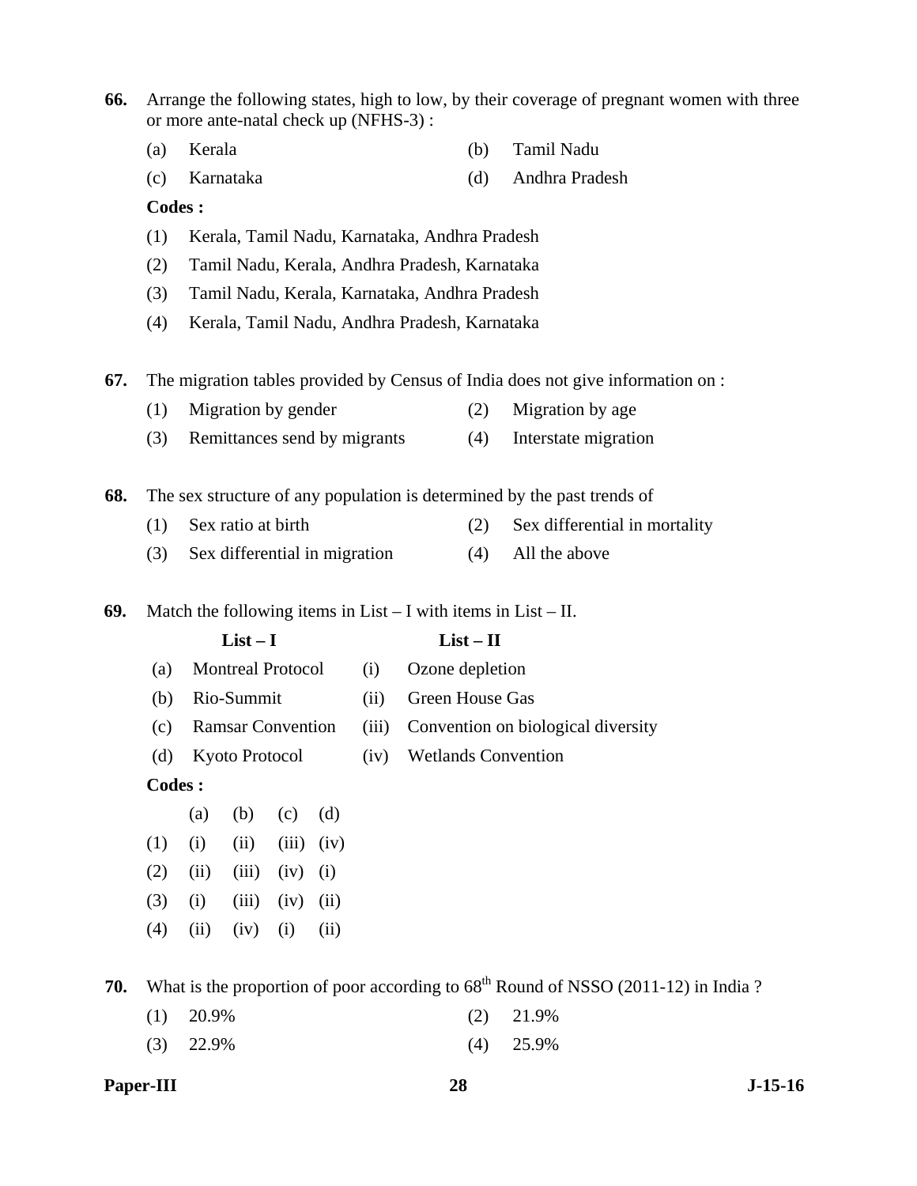**66.** Arrange the following states, high to low, by their coverage of pregnant women with three or more ante-natal check up (NFHS-3) :

(a) Kerala (b) Tamil Nadu

(c) Karnataka (d) Andhra Pradesh

**Codes :**

(1) Kerala, Tamil Nadu, Karnataka, Andhra Pradesh

(2) Tamil Nadu, Kerala, Andhra Pradesh, Karnataka

(3) Tamil Nadu, Kerala, Karnataka, Andhra Pradesh

(4) Kerala, Tamil Nadu, Andhra Pradesh, Karnataka

**67.** The migration tables provided by Census of India does not give information on :

(1) Migration by gender (2) Migration by age

(3) Remittances send by migrants (4) Interstate migration

**68.** The sex structure of any population is determined by the past trends of

(1) Sex ratio at birth (2) Sex differential in mortality

(3) Sex differential in migration (4) All the above

**69.** Match the following items in List – I with items in List – II.

| | List – I | | List – II |
|---|---|---|---|
| (a) | Montreal Protocol | (i) | Ozone depletion |
| (b) | Rio-Summit | (ii) | Green House Gas |
| (c) | Ramsar Convention | (iii) | Convention on biological diversity |
| (d) | Kyoto Protocol | (iv) | Wetlands Convention |

**Codes :**

| | (a) | (b) | (c) | (d) |
|---|---|---|---|---|
| (1) | (i) | (ii) | (iii) | (iv) |
| (2) | (ii) | (iii) | (iv) | (i) |
| (3) | (i) | (iii) | (iv) | (ii) |
| (4) | (ii) | (iv) | (i) | (ii) |

**70.** What is the proportion of poor according to 68th Round of NSSO (2011-12) in India ?

(1) 20.9% (2) 21.9%

(3) 22.9% (4) 25.9%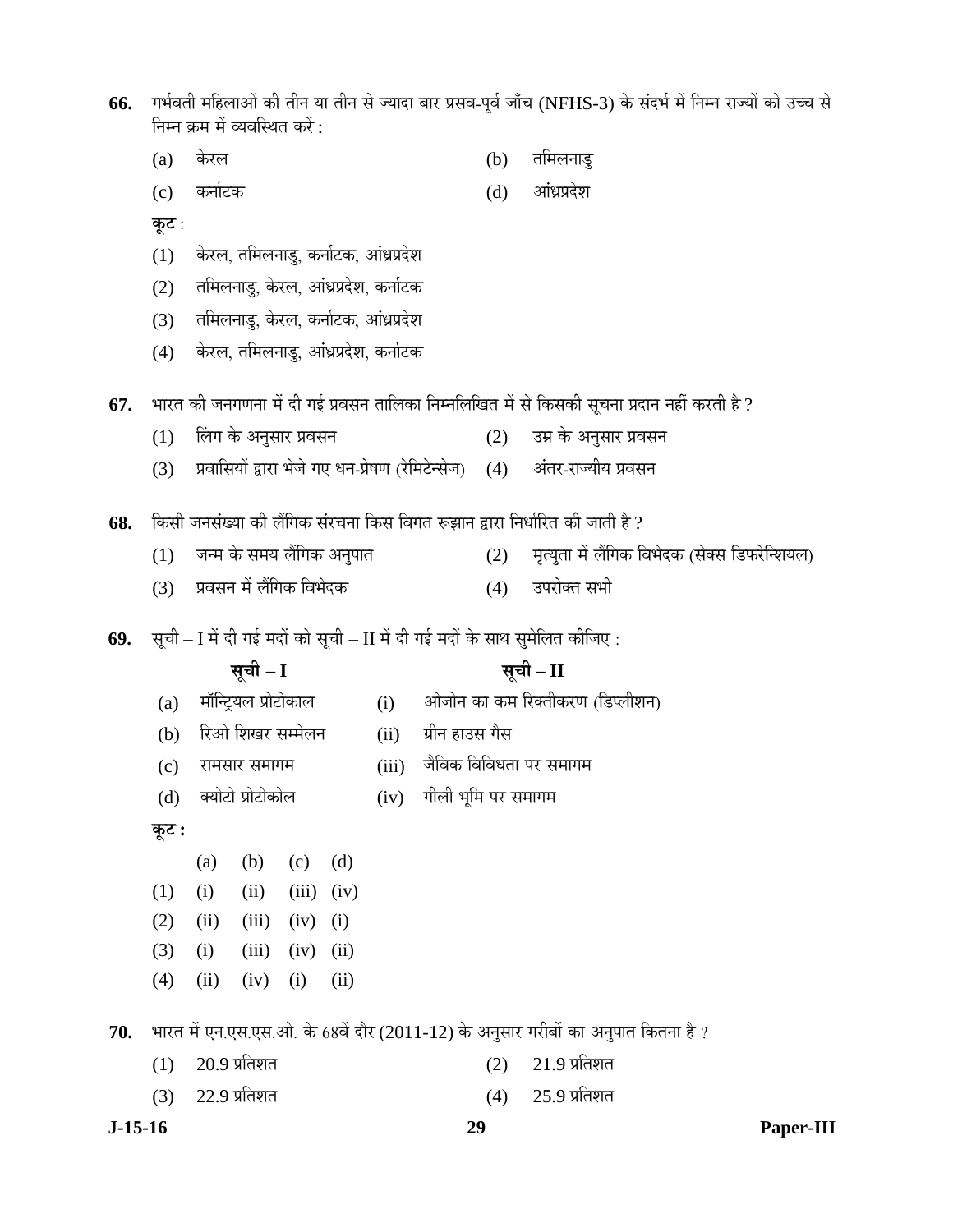**66.** गर्भवती महिलाओं की तीन या तीन से ज्यादा बार प्रसव-पूर्व जाँच (NFHS-3) के संदर्भ में निम्न राज्यों को उच्च से निम्न क्रम में व्यवस्थित करें :

(a) केरल

(b) तमिलनाडु

(c) कर्नाटक

(d) आंध्रप्रदेश

**कूट** :

(1) केरल, तमिलनाडु, कर्नाटक, आंध्रप्रदेश

(2) तमिलनाडु, केरल, आंध्रप्रदेश, कर्नाटक

(3) तमिलनाडु, केरल, कर्नाटक, आंध्रप्रदेश

(4) केरल, तमिलनाडु, आंध्रप्रदेश, कर्नाटक

**67.** भारत की जनगणना में दी गई प्रवसन तालिका निम्नलिखित में से किसकी सूचना प्रदान नहीं करती है ?

(1) लिंग के अनुसार प्रवसन

(2) उम्र के अनुसार प्रवसन

(3) प्रवासियों द्वारा भेजे गए धन-प्रेषण (रेमिटेन्सेज)

(4) अंतर-राज्यीय प्रवसन

**68.** किसी जनसंख्या की लैंगिक संरचना किस विगत रूझान द्वारा निर्धारित की जाती है ?

(1) जन्म के समय लैंगिक अनुपात

(2) मृत्युता में लैंगिक विभेदक (सेक्स डिफरेन्शियल)

(3) प्रवसन में लैंगिक विभेदक

(4) उपरोक्त सभी

**69.** सूची – I में दी गई मदों को सूची – II में दी गई मदों के साथ सुमेलित कीजिए :

| | सूची – I | | सूची – II |
|---|---|---|---|
| (a) | मॉन्ट्रियल प्रोटोकाल | (i) | ओजोन का कम रिक्तीकरण (डिप्लीशन) |
| (b) | रिओ शिखर सम्मेलन | (ii) | ग्रीन हाउस गैस |
| (c) | रामसार समागम | (iii) | जैविक विविधता पर समागम |
| (d) | क्योटो प्रोटोकोल | (iv) | गीली भूमि पर समागम |

**कूट :**

| | (a) | (b) | (c) | (d) |
|---|---|---|---|---|
| (1) | (i) | (ii) | (iii) | (iv) |
| (2) | (ii) | (iii) | (iv) | (i) |
| (3) | (i) | (iii) | (iv) | (ii) |
| (4) | (ii) | (iv) | (i) | (ii) |

**70.** भारत में एन.एस.एस.ओ. के 68वें दौर (2011-12) के अनुसार गरीबों का अनुपात कितना है ?

(1) 20.9 प्रतिशत

(2) 21.9 प्रतिशत

(3) 22.9 प्रतिशत

(4) 25.9 प्रतिशत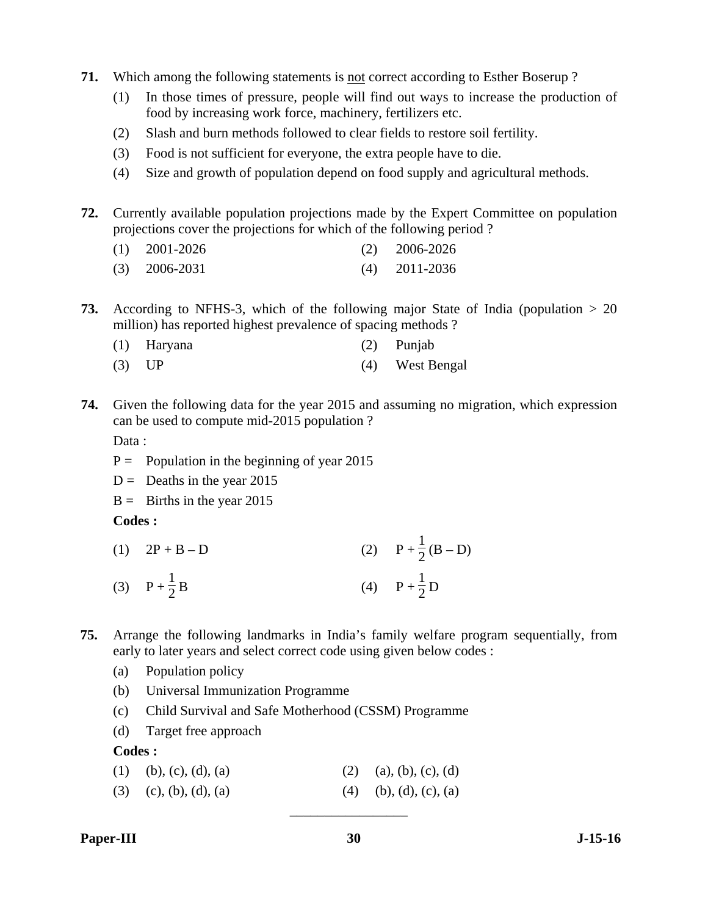**71.** Which among the following statements is <u>not</u> correct according to Esther Boserup ?

(1) In those times of pressure, people will find out ways to increase the production of food by increasing work force, machinery, fertilizers etc.

(2) Slash and burn methods followed to clear fields to restore soil fertility.

(3) Food is not sufficient for everyone, the extra people have to die.

(4) Size and growth of population depend on food supply and agricultural methods.

**72.** Currently available population projections made by the Expert Committee on population projections cover the projections for which of the following period ?

(1) 2001-2026 (2) 2006-2026

(3) 2006-2031 (4) 2011-2036

**73.** According to NFHS-3, which of the following major State of India (population > 20 million) has reported highest prevalence of spacing methods ?

(1) Haryana (2) Punjab

(3) UP (4) West Bengal

**74.** Given the following data for the year 2015 and assuming no migration, which expression can be used to compute mid-2015 population ?

Data :

P = Population in the beginning of year 2015

D = Deaths in the year 2015

B = Births in the year 2015

**Codes :**

(1) $2P + B - D$ (2) $P + \frac{1}{2}(B - D)$

(3) $P + \frac{1}{2}B$ (4) $P + \frac{1}{2}D$

**75.** Arrange the following landmarks in India's family welfare program sequentially, from early to later years and select correct code using given below codes :

(a) Population policy

(b) Universal Immunization Programme

(c) Child Survival and Safe Motherhood (CSSM) Programme

(d) Target free approach

**Codes :**

(1) (b), (c), (d), (a) (2) (a), (b), (c), (d)

(3) (c), (b), (d), (a) (4) (b), (d), (c), (a)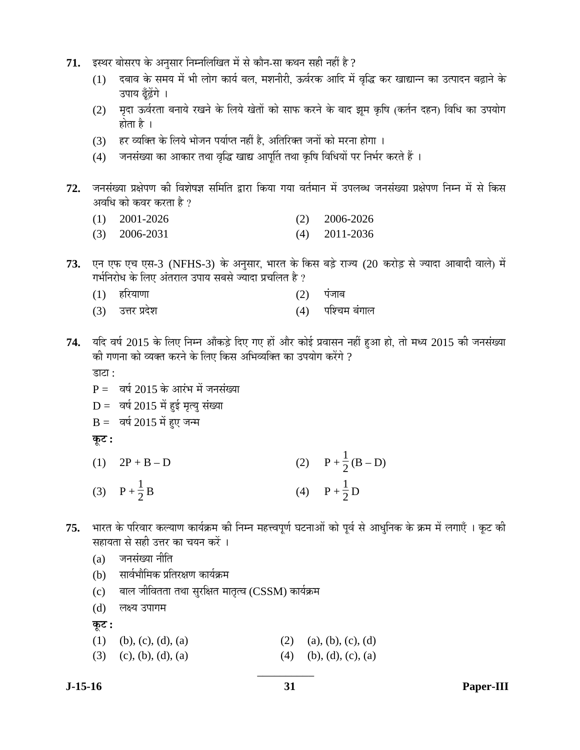**71.** इस्थर बोसरप के अनुसार निम्नलिखित में से कौन-सा कथन सही नहीं है ?

(1) दबाव के समय में भी लोग कार्य बल, मशनीरी, ऊर्वरक आदि में वृद्धि कर खाद्यान्न का उत्पादन बढ़ाने के उपाय ढूँढ़ेंगे ।

(2) मृदा ऊर्वरता बनाये रखने के लिये खेतों को साफ करने के बाद झूम कृषि (कर्तन दहन) विधि का उपयोग होता है ।

(3) हर व्यक्ति के लिये भोजन पर्याप्त नहीं है, अतिरिक्त जनों को मरना होगा ।

(4) जनसंख्या का आकार तथा वृद्धि खाद्य आपूर्ति तथा कृषि विधियों पर निर्भर करते हैं ।

**72.** जनसंख्या प्रक्षेपण की विशेषज्ञ समिति द्वारा किया गया वर्तमान में उपलब्ध जनसंख्या प्रक्षेपण निम्न में से किस अवधि को कवर करता है ?

(1) 2001-2026
(2) 2006-2026
(3) 2006-2031
(4) 2011-2036

**73.** एन एफ एच एस-3 (NFHS-3) के अनुसार, भारत के किस बड़े राज्य (20 करोड़ से ज्यादा आबादी वाले) में गर्भनिरोध के लिए अंतराल उपाय सबसे ज्यादा प्रचलित है ?

(1) हरियाणा
(2) पंजाब
(3) उत्तर प्रदेश
(4) पश्चिम बंगाल

**74.** यदि वर्ष 2015 के लिए निम्न आँकड़े दिए गए हों और कोई प्रवासन नहीं हुआ हो, तो मध्य 2015 की जनसंख्या की गणना को व्यक्त करने के लिए किस अभिव्यक्ति का उपयोग करेंगे ?

डाटा :

P = वर्ष 2015 के आरंभ में जनसंख्या

D = वर्ष 2015 में हुई मृत्यु संख्या

B = वर्ष 2015 में हुए जन्म

**कूट :**

(1) $2P + B - D$
(2) $P + \frac{1}{2}(B - D)$
(3) $P + \frac{1}{2}B$
(4) $P + \frac{1}{2}D$

**75.** भारत के परिवार कल्याण कार्यक्रम की निम्न महत्त्वपूर्ण घटनाओं को पूर्व से आधुनिक के क्रम में लगाएँ । कूट की सहायता से सही उत्तर का चयन करें ।

(a) जनसंख्या नीति

(b) सार्वभौमिक प्रतिरक्षण कार्यक्रम

(c) बाल जीवितता तथा सुरक्षित मातृत्व (CSSM) कार्यक्रम

(d) लक्ष्य उपागम

**कूट :**

(1) (b), (c), (d), (a)
(2) (a), (b), (c), (d)
(3) (c), (b), (d), (a)
(4) (b), (d), (c), (a)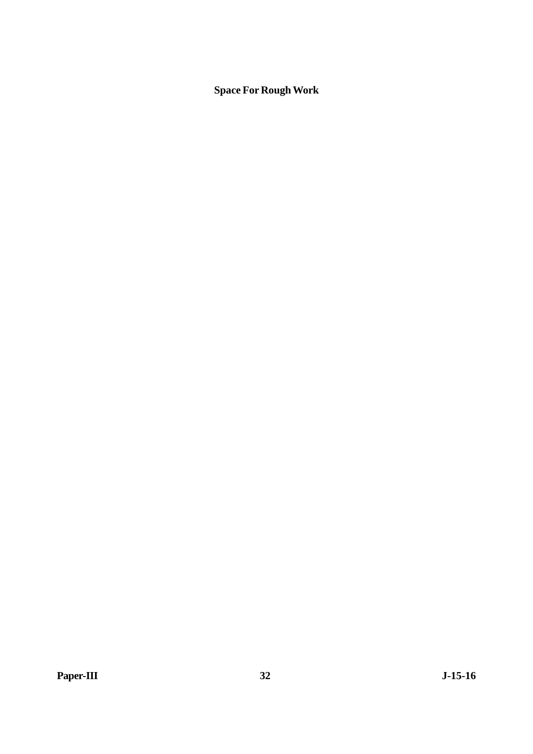**Space For Rough Work**